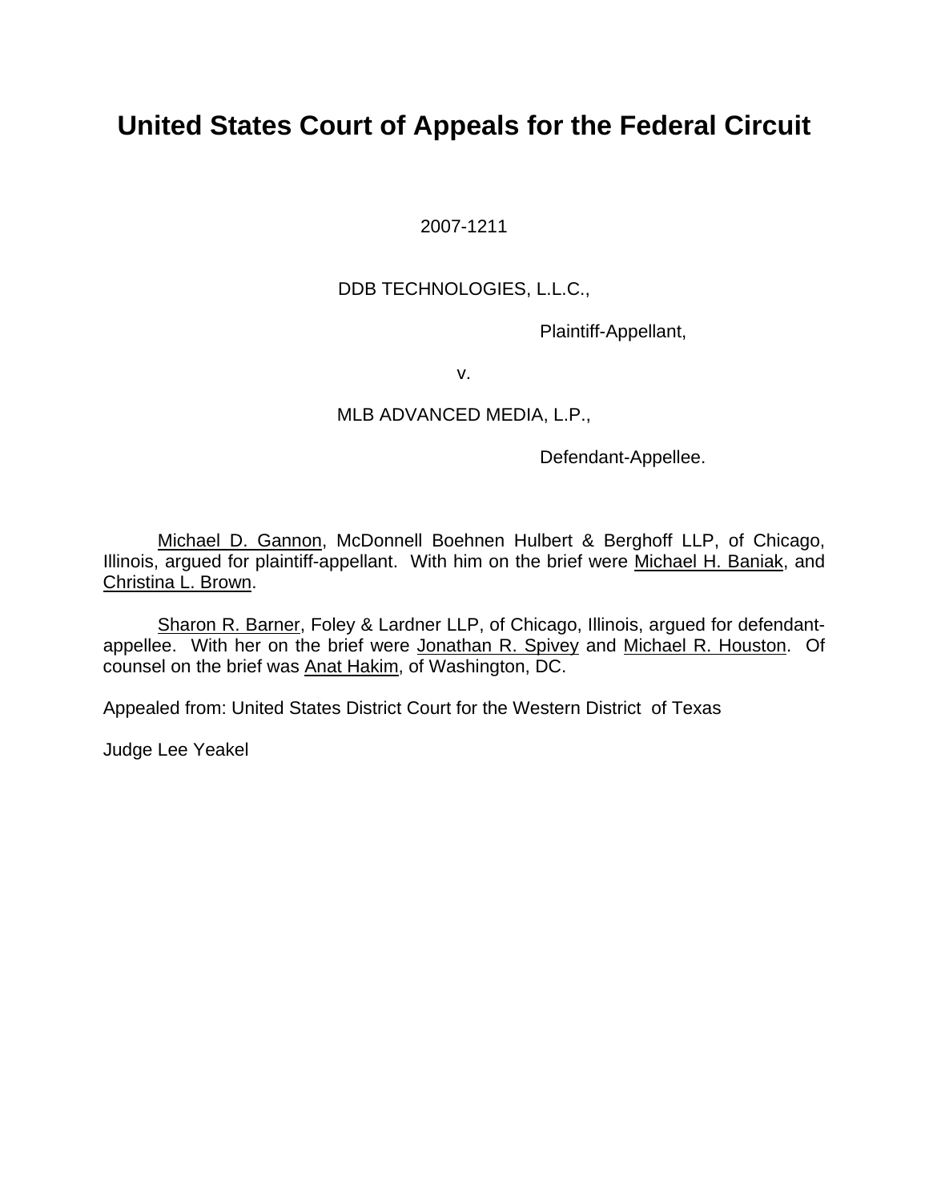# United States Court of Appeals for the Federal Circuit

2007-1211

DDB TECHNOLOGIES, L.L.C.,

Plaintiff-Appellant,

v.

MLB ADVANCED MEDIA, L.P.,

Defendant-Appellee.

Michael D. Gannon, McDonnell Boehnen Hulbert & Berghoff LLP, of Chicago, Illinois, argued for plaintiff-appellant. With him on the brief were Michael H. Baniak, and Christina L. Brown.

Sharon R. Barner, Foley & Lardner LLP, of Chicago, Illinois, argued for defendant-appellee. With her on the brief were Jonathan R. Spivey and Michael R. Houston. Of counsel on the brief was Anat Hakim, of Washington, DC.

Appealed from: United States District Court for the Western District of Texas

Judge Lee Yeakel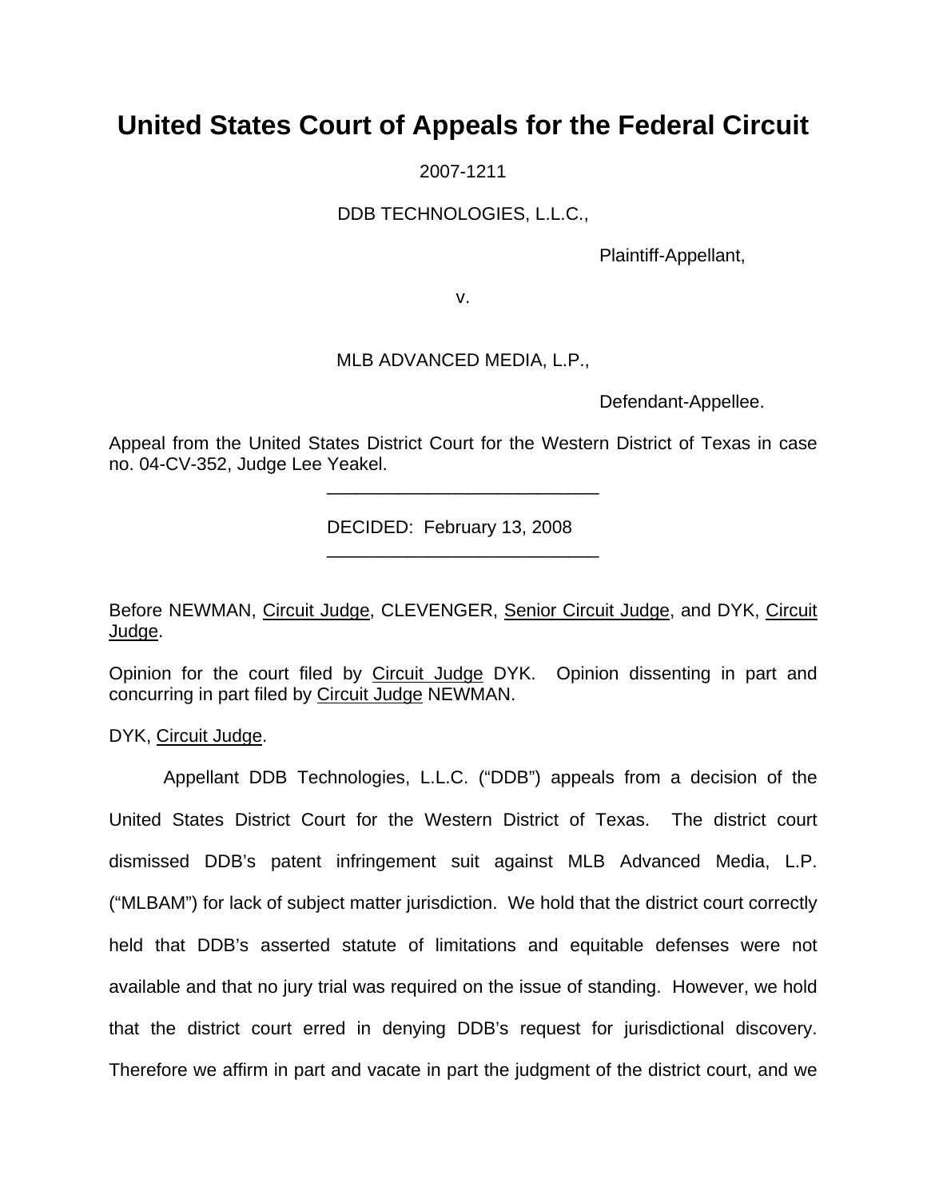# United States Court of Appeals for the Federal Circuit

2007-1211

DDB TECHNOLOGIES, L.L.C.,

Plaintiff-Appellant,

v.

MLB ADVANCED MEDIA, L.P.,

Defendant-Appellee.

Appeal from the United States District Court for the Western District of Texas in case no. 04-CV-352, Judge Lee Yeakel.

---

DECIDED: February 13, 2008

---

Before NEWMAN, Circuit Judge, CLEVENGER, Senior Circuit Judge, and DYK, Circuit Judge.

Opinion for the court filed by Circuit Judge DYK. Opinion dissenting in part and concurring in part filed by Circuit Judge NEWMAN.

DYK, Circuit Judge.

Appellant DDB Technologies, L.L.C. ("DDB") appeals from a decision of the United States District Court for the Western District of Texas. The district court dismissed DDB's patent infringement suit against MLB Advanced Media, L.P. ("MLBAM") for lack of subject matter jurisdiction. We hold that the district court correctly held that DDB's asserted statute of limitations and equitable defenses were not available and that no jury trial was required on the issue of standing. However, we hold that the district court erred in denying DDB's request for jurisdictional discovery. Therefore we affirm in part and vacate in part the judgment of the district court, and we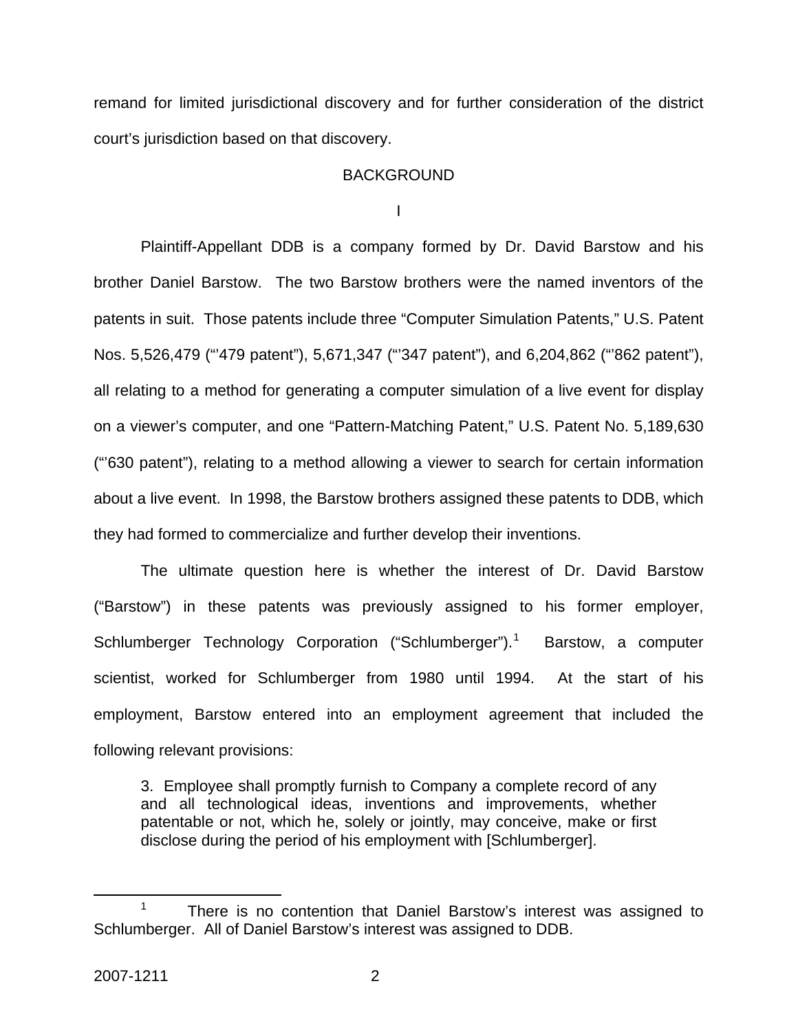remand for limited jurisdictional discovery and for further consideration of the district court's jurisdiction based on that discovery.

## BACKGROUND

### I

Plaintiff-Appellant DDB is a company formed by Dr. David Barstow and his brother Daniel Barstow. The two Barstow brothers were the named inventors of the patents in suit. Those patents include three "Computer Simulation Patents," U.S. Patent Nos. 5,526,479 ("'479 patent"), 5,671,347 ("'347 patent"), and 6,204,862 ("'862 patent"), all relating to a method for generating a computer simulation of a live event for display on a viewer's computer, and one "Pattern-Matching Patent," U.S. Patent No. 5,189,630 ("'630 patent"), relating to a method allowing a viewer to search for certain information about a live event. In 1998, the Barstow brothers assigned these patents to DDB, which they had formed to commercialize and further develop their inventions.

The ultimate question here is whether the interest of Dr. David Barstow ("Barstow") in these patents was previously assigned to his former employer, Schlumberger Technology Corporation ("Schlumberger").[1] Barstow, a computer scientist, worked for Schlumberger from 1980 until 1994. At the start of his employment, Barstow entered into an employment agreement that included the following relevant provisions:

> 3. Employee shall promptly furnish to Company a complete record of any and all technological ideas, inventions and improvements, whether patentable or not, which he, solely or jointly, may conceive, make or first disclose during the period of his employment with [Schlumberger].

---

[1] There is no contention that Daniel Barstow's interest was assigned to Schlumberger. All of Daniel Barstow's interest was assigned to DDB.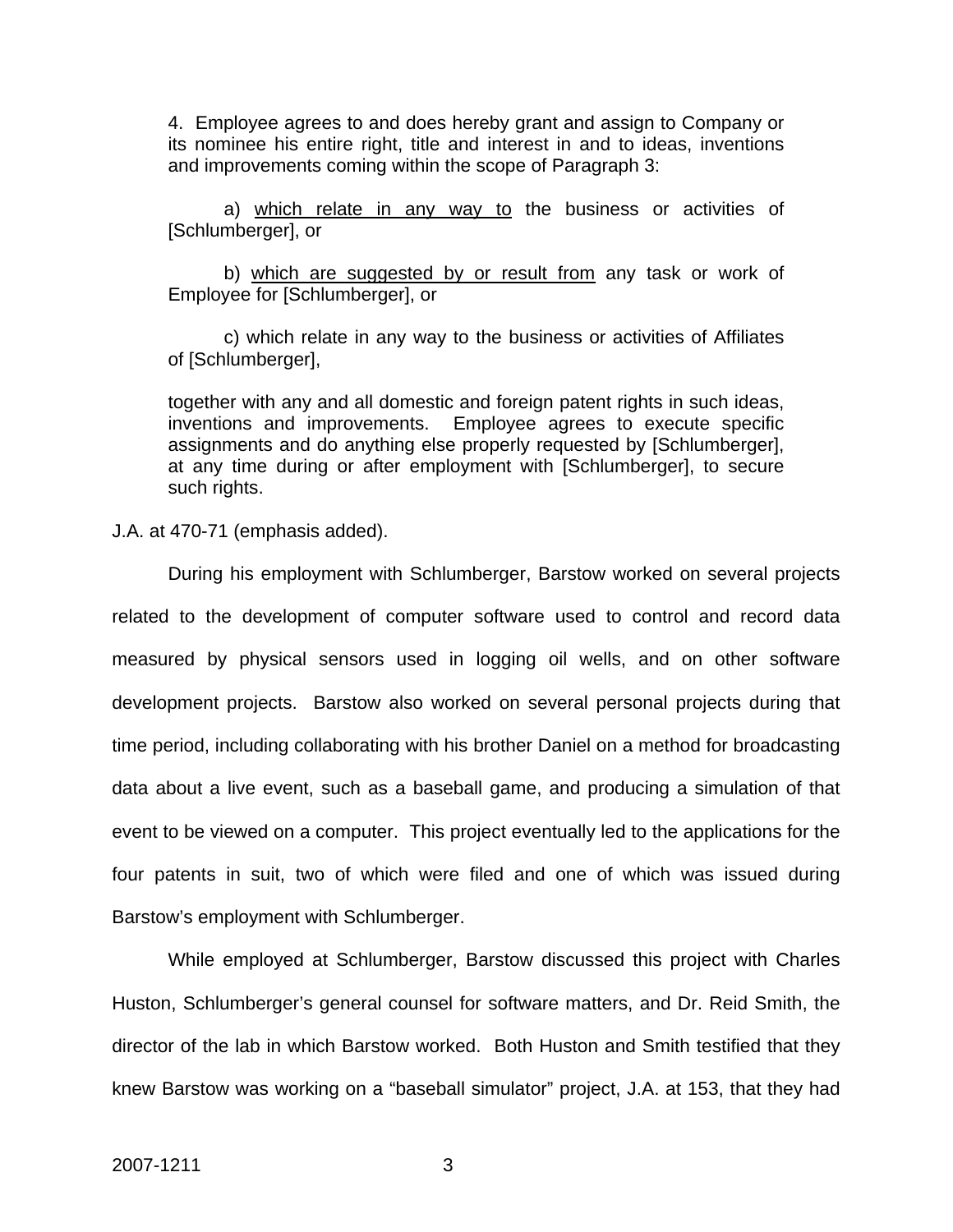> 4. Employee agrees to and does hereby grant and assign to Company or its nominee his entire right, title and interest in and to ideas, inventions and improvements coming within the scope of Paragraph 3:
>
> a) <u>which relate in any way to</u> the business or activities of [Schlumberger], or
>
> b) <u>which are suggested by or result from</u> any task or work of Employee for [Schlumberger], or
>
> c) which relate in any way to the business or activities of Affiliates of [Schlumberger],
>
> together with any and all domestic and foreign patent rights in such ideas, inventions and improvements. Employee agrees to execute specific assignments and do anything else properly requested by [Schlumberger], at any time during or after employment with [Schlumberger], to secure such rights.

J.A. at 470-71 (emphasis added).

During his employment with Schlumberger, Barstow worked on several projects related to the development of computer software used to control and record data measured by physical sensors used in logging oil wells, and on other software development projects. Barstow also worked on several personal projects during that time period, including collaborating with his brother Daniel on a method for broadcasting data about a live event, such as a baseball game, and producing a simulation of that event to be viewed on a computer. This project eventually led to the applications for the four patents in suit, two of which were filed and one of which was issued during Barstow's employment with Schlumberger.

While employed at Schlumberger, Barstow discussed this project with Charles Huston, Schlumberger's general counsel for software matters, and Dr. Reid Smith, the director of the lab in which Barstow worked. Both Huston and Smith testified that they knew Barstow was working on a "baseball simulator" project, J.A. at 153, that they had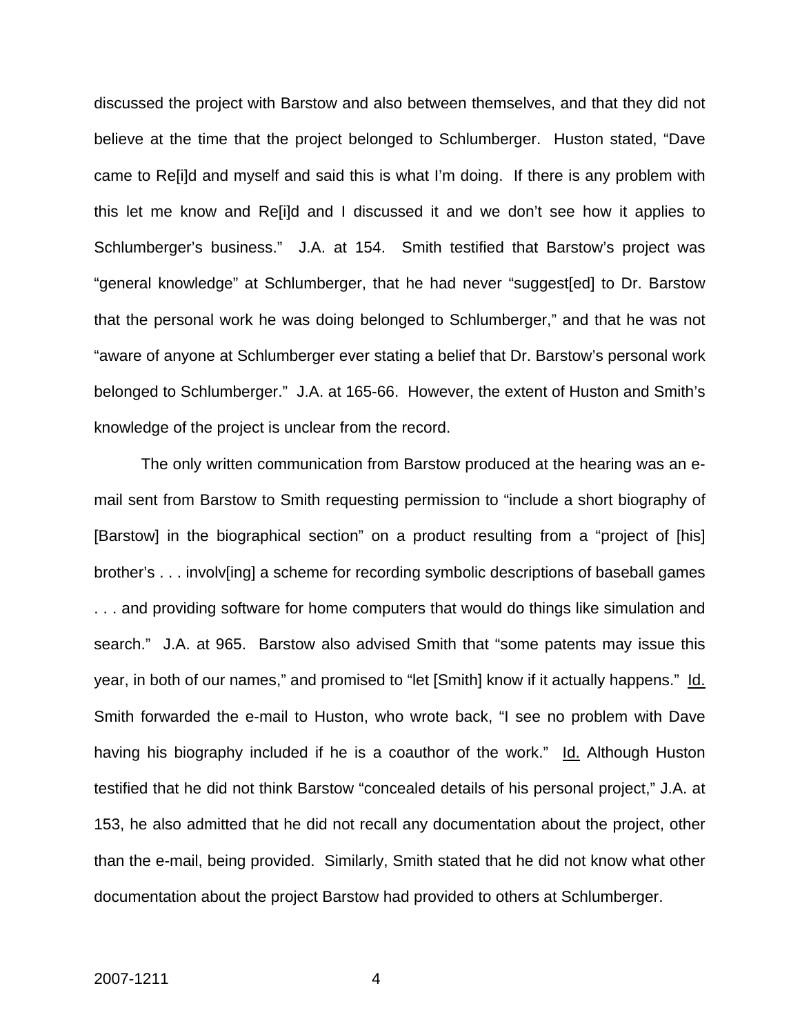discussed the project with Barstow and also between themselves, and that they did not believe at the time that the project belonged to Schlumberger. Huston stated, "Dave came to Re[i]d and myself and said this is what I'm doing. If there is any problem with this let me know and Re[i]d and I discussed it and we don't see how it applies to Schlumberger's business." J.A. at 154. Smith testified that Barstow's project was "general knowledge" at Schlumberger, that he had never "suggest[ed] to Dr. Barstow that the personal work he was doing belonged to Schlumberger," and that he was not "aware of anyone at Schlumberger ever stating a belief that Dr. Barstow's personal work belonged to Schlumberger." J.A. at 165-66. However, the extent of Huston and Smith's knowledge of the project is unclear from the record.

The only written communication from Barstow produced at the hearing was an e-mail sent from Barstow to Smith requesting permission to "include a short biography of [Barstow] in the biographical section" on a product resulting from a "project of [his] brother's . . . involv[ing] a scheme for recording symbolic descriptions of baseball games . . . and providing software for home computers that would do things like simulation and search." J.A. at 965. Barstow also advised Smith that "some patents may issue this year, in both of our names," and promised to "let [Smith] know if it actually happens." Id. Smith forwarded the e-mail to Huston, who wrote back, "I see no problem with Dave having his biography included if he is a coauthor of the work." Id. Although Huston testified that he did not think Barstow "concealed details of his personal project," J.A. at 153, he also admitted that he did not recall any documentation about the project, other than the e-mail, being provided. Similarly, Smith stated that he did not know what other documentation about the project Barstow had provided to others at Schlumberger.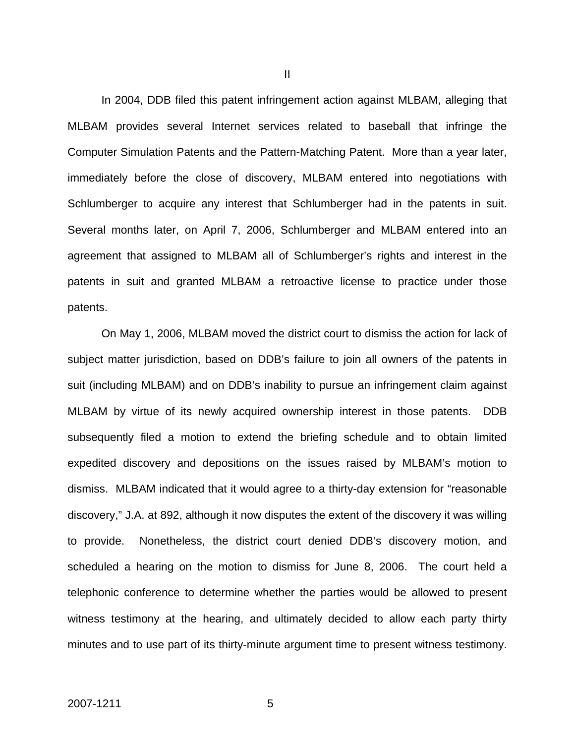## II

In 2004, DDB filed this patent infringement action against MLBAM, alleging that MLBAM provides several Internet services related to baseball that infringe the Computer Simulation Patents and the Pattern-Matching Patent. More than a year later, immediately before the close of discovery, MLBAM entered into negotiations with Schlumberger to acquire any interest that Schlumberger had in the patents in suit. Several months later, on April 7, 2006, Schlumberger and MLBAM entered into an agreement that assigned to MLBAM all of Schlumberger's rights and interest in the patents in suit and granted MLBAM a retroactive license to practice under those patents.

On May 1, 2006, MLBAM moved the district court to dismiss the action for lack of subject matter jurisdiction, based on DDB's failure to join all owners of the patents in suit (including MLBAM) and on DDB's inability to pursue an infringement claim against MLBAM by virtue of its newly acquired ownership interest in those patents. DDB subsequently filed a motion to extend the briefing schedule and to obtain limited expedited discovery and depositions on the issues raised by MLBAM's motion to dismiss. MLBAM indicated that it would agree to a thirty-day extension for "reasonable discovery," J.A. at 892, although it now disputes the extent of the discovery it was willing to provide. Nonetheless, the district court denied DDB's discovery motion, and scheduled a hearing on the motion to dismiss for June 8, 2006. The court held a telephonic conference to determine whether the parties would be allowed to present witness testimony at the hearing, and ultimately decided to allow each party thirty minutes and to use part of its thirty-minute argument time to present witness testimony.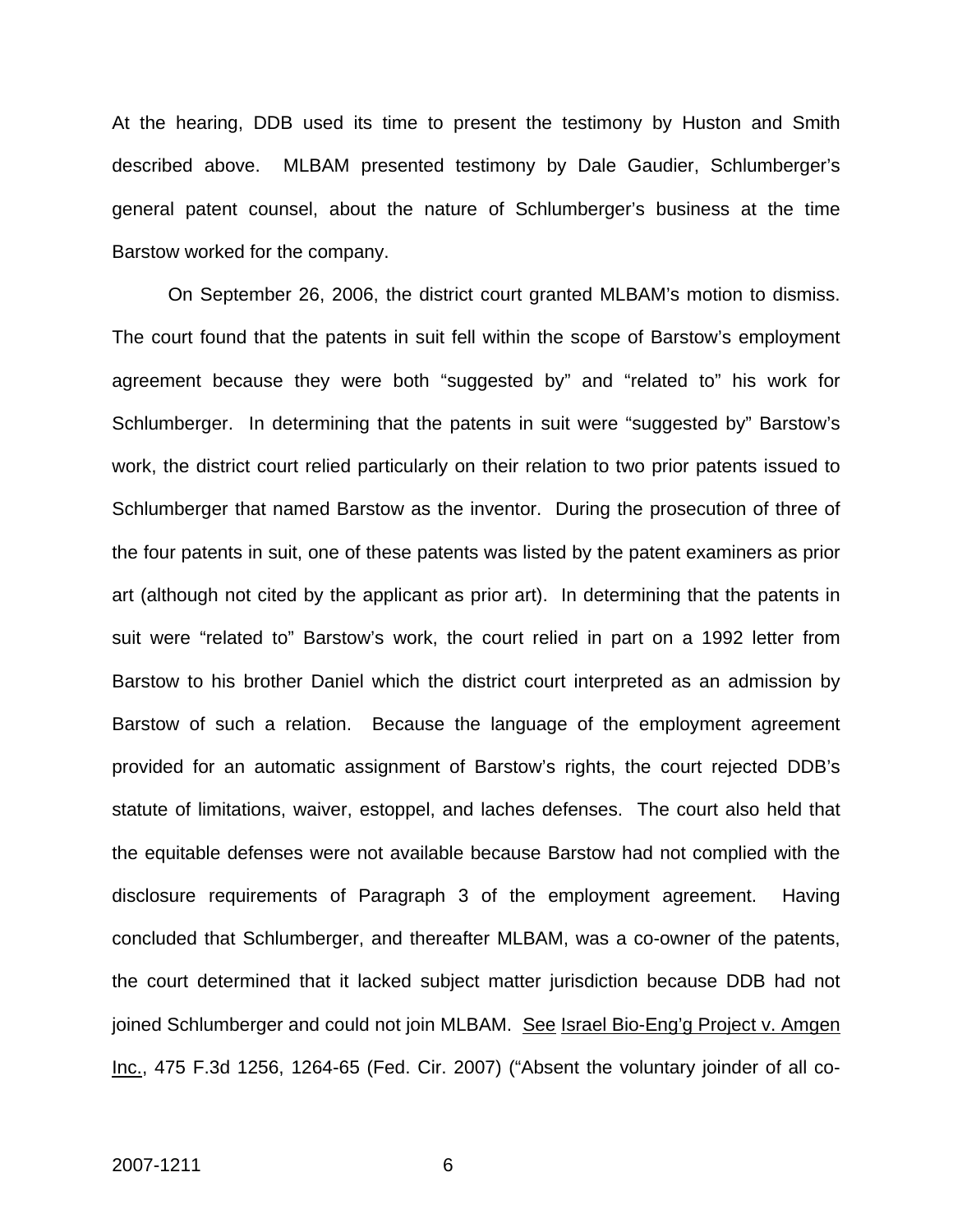At the hearing, DDB used its time to present the testimony by Huston and Smith described above. MLBAM presented testimony by Dale Gaudier, Schlumberger's general patent counsel, about the nature of Schlumberger's business at the time Barstow worked for the company.

On September 26, 2006, the district court granted MLBAM's motion to dismiss. The court found that the patents in suit fell within the scope of Barstow's employment agreement because they were both "suggested by" and "related to" his work for Schlumberger. In determining that the patents in suit were "suggested by" Barstow's work, the district court relied particularly on their relation to two prior patents issued to Schlumberger that named Barstow as the inventor. During the prosecution of three of the four patents in suit, one of these patents was listed by the patent examiners as prior art (although not cited by the applicant as prior art). In determining that the patents in suit were "related to" Barstow's work, the court relied in part on a 1992 letter from Barstow to his brother Daniel which the district court interpreted as an admission by Barstow of such a relation. Because the language of the employment agreement provided for an automatic assignment of Barstow's rights, the court rejected DDB's statute of limitations, waiver, estoppel, and laches defenses. The court also held that the equitable defenses were not available because Barstow had not complied with the disclosure requirements of Paragraph 3 of the employment agreement. Having concluded that Schlumberger, and thereafter MLBAM, was a co-owner of the patents, the court determined that it lacked subject matter jurisdiction because DDB had not joined Schlumberger and could not join MLBAM. See Israel Bio-Eng'g Project v. Amgen Inc., 475 F.3d 1256, 1264-65 (Fed. Cir. 2007) ("Absent the voluntary joinder of all co-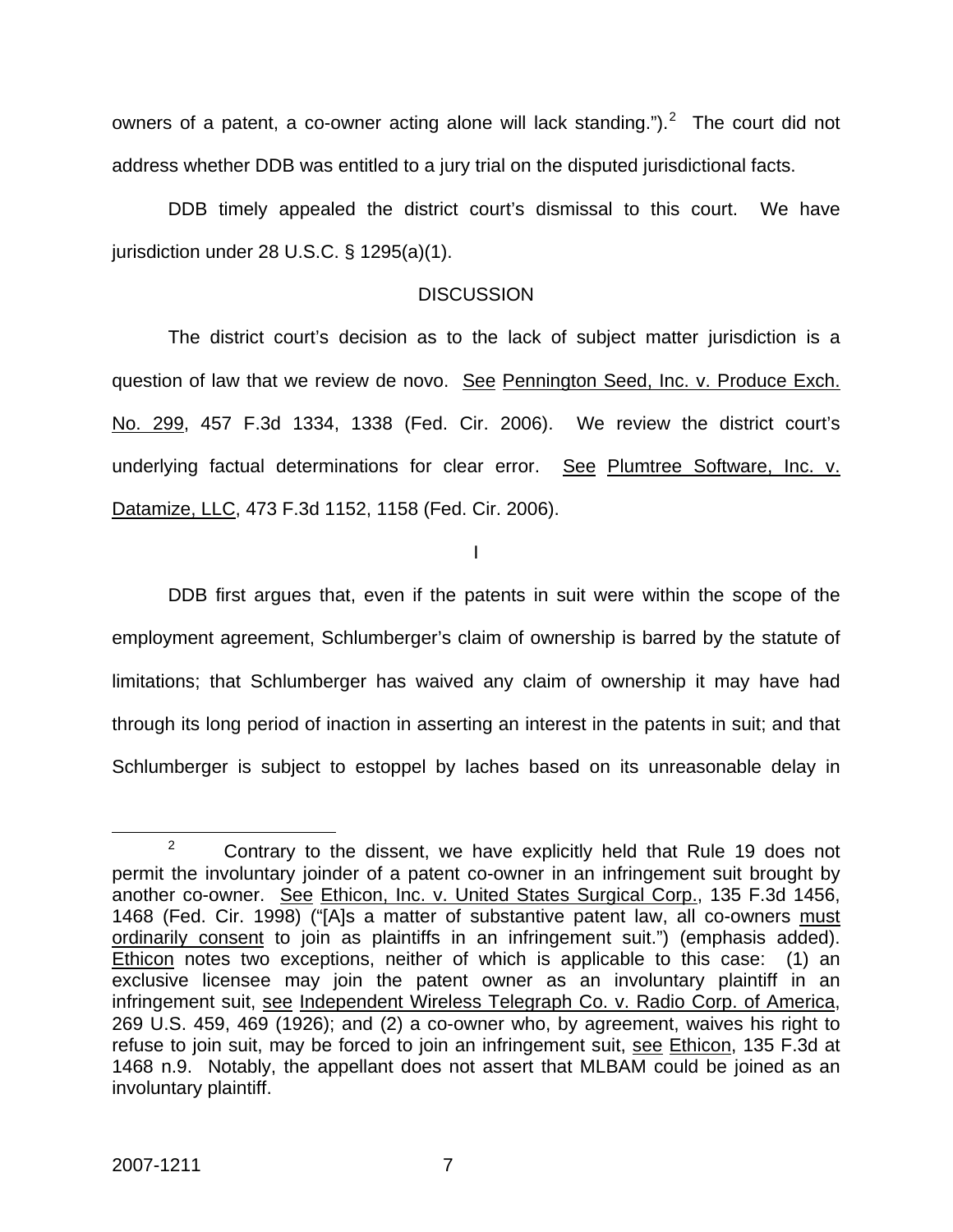owners of a patent, a co-owner acting alone will lack standing.").[2] The court did not address whether DDB was entitled to a jury trial on the disputed jurisdictional facts.

DDB timely appealed the district court's dismissal to this court. We have jurisdiction under 28 U.S.C. § 1295(a)(1).

DISCUSSION

The district court's decision as to the lack of subject matter jurisdiction is a question of law that we review de novo. See Pennington Seed, Inc. v. Produce Exch. No. 299, 457 F.3d 1334, 1338 (Fed. Cir. 2006). We review the district court's underlying factual determinations for clear error. See Plumtree Software, Inc. v. Datamize, LLC, 473 F.3d 1152, 1158 (Fed. Cir. 2006).

I

DDB first argues that, even if the patents in suit were within the scope of the employment agreement, Schlumberger's claim of ownership is barred by the statute of limitations; that Schlumberger has waived any claim of ownership it may have had through its long period of inaction in asserting an interest in the patents in suit; and that Schlumberger is subject to estoppel by laches based on its unreasonable delay in

---

[2] Contrary to the dissent, we have explicitly held that Rule 19 does not permit the involuntary joinder of a patent co-owner in an infringement suit brought by another co-owner. See Ethicon, Inc. v. United States Surgical Corp., 135 F.3d 1456, 1468 (Fed. Cir. 1998) ("[A]s a matter of substantive patent law, all co-owners must ordinarily consent to join as plaintiffs in an infringement suit.") (emphasis added). Ethicon notes two exceptions, neither of which is applicable to this case: (1) an exclusive licensee may join the patent owner as an involuntary plaintiff in an infringement suit, see Independent Wireless Telegraph Co. v. Radio Corp. of America, 269 U.S. 459, 469 (1926); and (2) a co-owner who, by agreement, waives his right to refuse to join suit, may be forced to join an infringement suit, see Ethicon, 135 F.3d at 1468 n.9. Notably, the appellant does not assert that MLBAM could be joined as an involuntary plaintiff.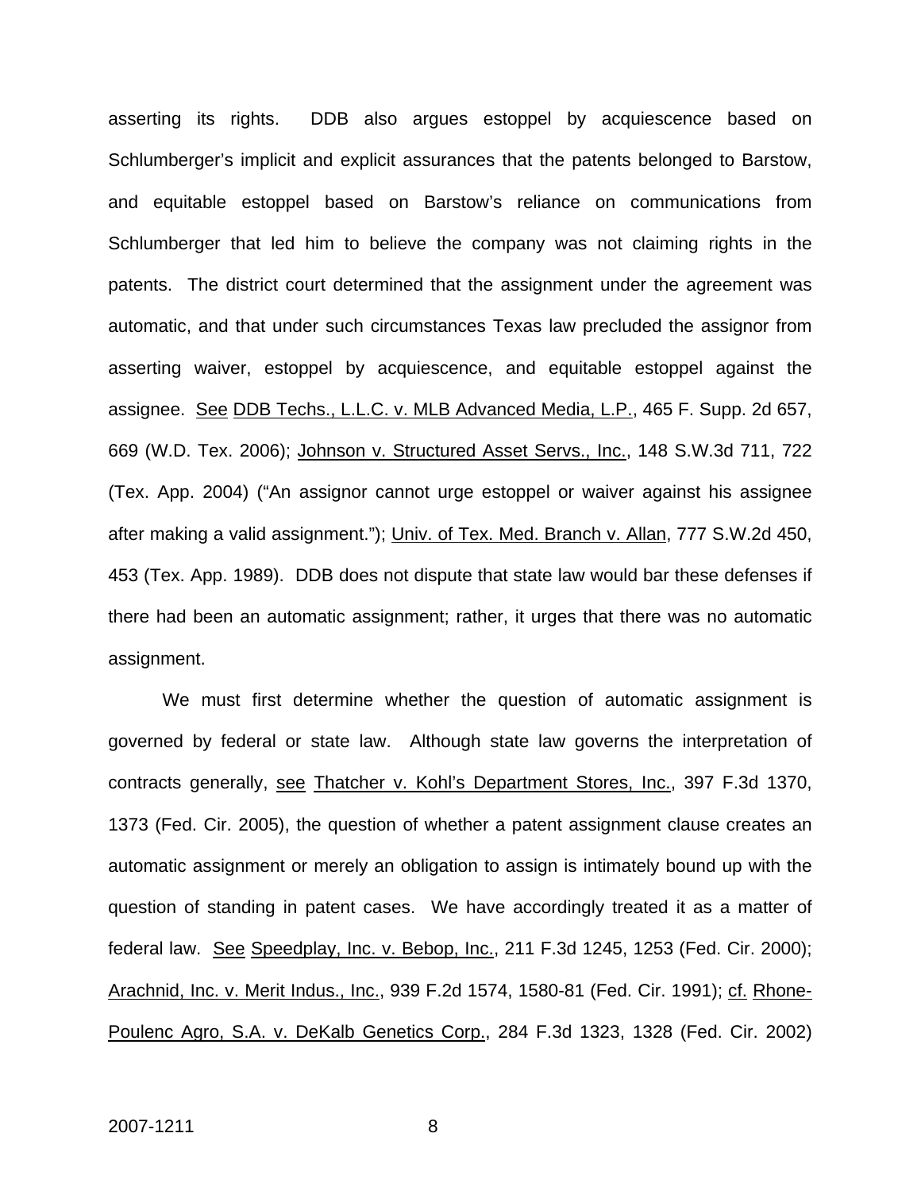asserting its rights. DDB also argues estoppel by acquiescence based on Schlumberger's implicit and explicit assurances that the patents belonged to Barstow, and equitable estoppel based on Barstow's reliance on communications from Schlumberger that led him to believe the company was not claiming rights in the patents. The district court determined that the assignment under the agreement was automatic, and that under such circumstances Texas law precluded the assignor from asserting waiver, estoppel by acquiescence, and equitable estoppel against the assignee. See DDB Techs., L.L.C. v. MLB Advanced Media, L.P., 465 F. Supp. 2d 657, 669 (W.D. Tex. 2006); Johnson v. Structured Asset Servs., Inc., 148 S.W.3d 711, 722 (Tex. App. 2004) ("An assignor cannot urge estoppel or waiver against his assignee after making a valid assignment."); Univ. of Tex. Med. Branch v. Allan, 777 S.W.2d 450, 453 (Tex. App. 1989). DDB does not dispute that state law would bar these defenses if there had been an automatic assignment; rather, it urges that there was no automatic assignment.

We must first determine whether the question of automatic assignment is governed by federal or state law. Although state law governs the interpretation of contracts generally, see Thatcher v. Kohl's Department Stores, Inc., 397 F.3d 1370, 1373 (Fed. Cir. 2005), the question of whether a patent assignment clause creates an automatic assignment or merely an obligation to assign is intimately bound up with the question of standing in patent cases. We have accordingly treated it as a matter of federal law. See Speedplay, Inc. v. Bebop, Inc., 211 F.3d 1245, 1253 (Fed. Cir. 2000); Arachnid, Inc. v. Merit Indus., Inc., 939 F.2d 1574, 1580-81 (Fed. Cir. 1991); cf. Rhone-Poulenc Agro, S.A. v. DeKalb Genetics Corp., 284 F.3d 1323, 1328 (Fed. Cir. 2002)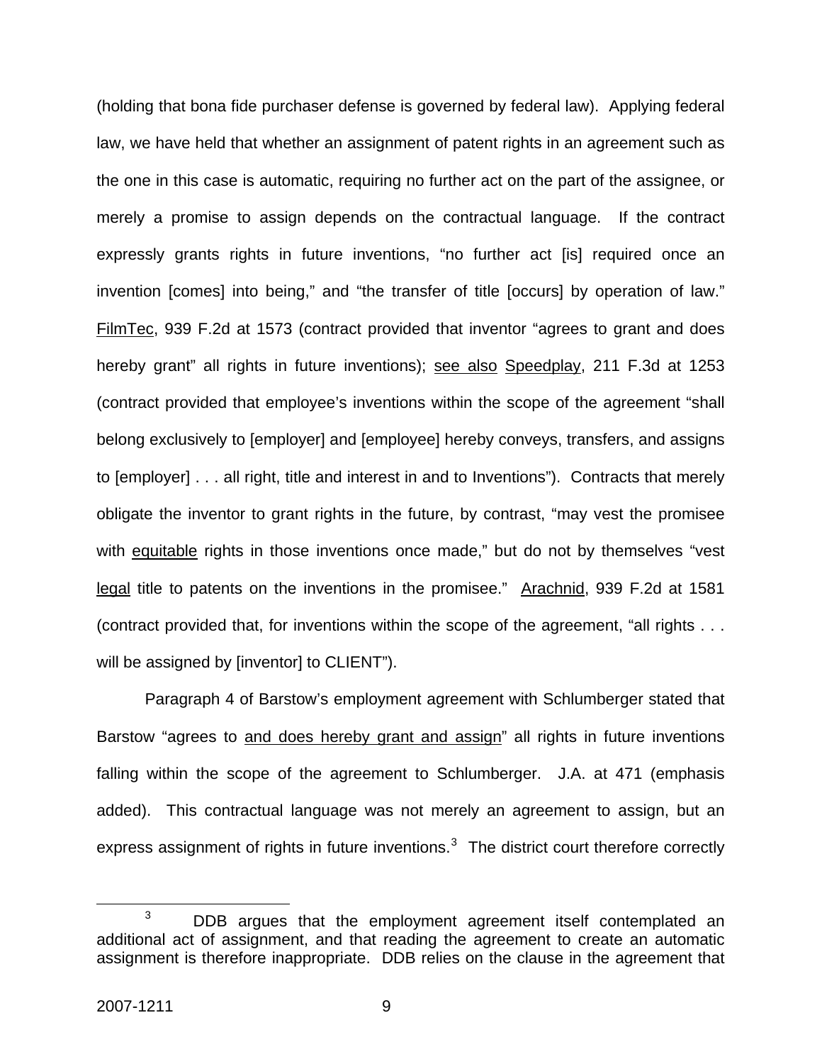(holding that bona fide purchaser defense is governed by federal law). Applying federal law, we have held that whether an assignment of patent rights in an agreement such as the one in this case is automatic, requiring no further act on the part of the assignee, or merely a promise to assign depends on the contractual language. If the contract expressly grants rights in future inventions, "no further act [is] required once an invention [comes] into being," and "the transfer of title [occurs] by operation of law." FilmTec, 939 F.2d at 1573 (contract provided that inventor "agrees to grant and does hereby grant" all rights in future inventions); see also Speedplay, 211 F.3d at 1253 (contract provided that employee's inventions within the scope of the agreement "shall belong exclusively to [employer] and [employee] hereby conveys, transfers, and assigns to [employer] . . . all right, title and interest in and to Inventions"). Contracts that merely obligate the inventor to grant rights in the future, by contrast, "may vest the promisee with equitable rights in those inventions once made," but do not by themselves "vest legal title to patents on the inventions in the promisee." Arachnid, 939 F.2d at 1581 (contract provided that, for inventions within the scope of the agreement, "all rights . . . will be assigned by [inventor] to CLIENT").

Paragraph 4 of Barstow's employment agreement with Schlumberger stated that Barstow "agrees to and does hereby grant and assign" all rights in future inventions falling within the scope of the agreement to Schlumberger. J.A. at 471 (emphasis added). This contractual language was not merely an agreement to assign, but an express assignment of rights in future inventions.[3] The district court therefore correctly

[3] DDB argues that the employment agreement itself contemplated an additional act of assignment, and that reading the agreement to create an automatic assignment is therefore inappropriate. DDB relies on the clause in the agreement that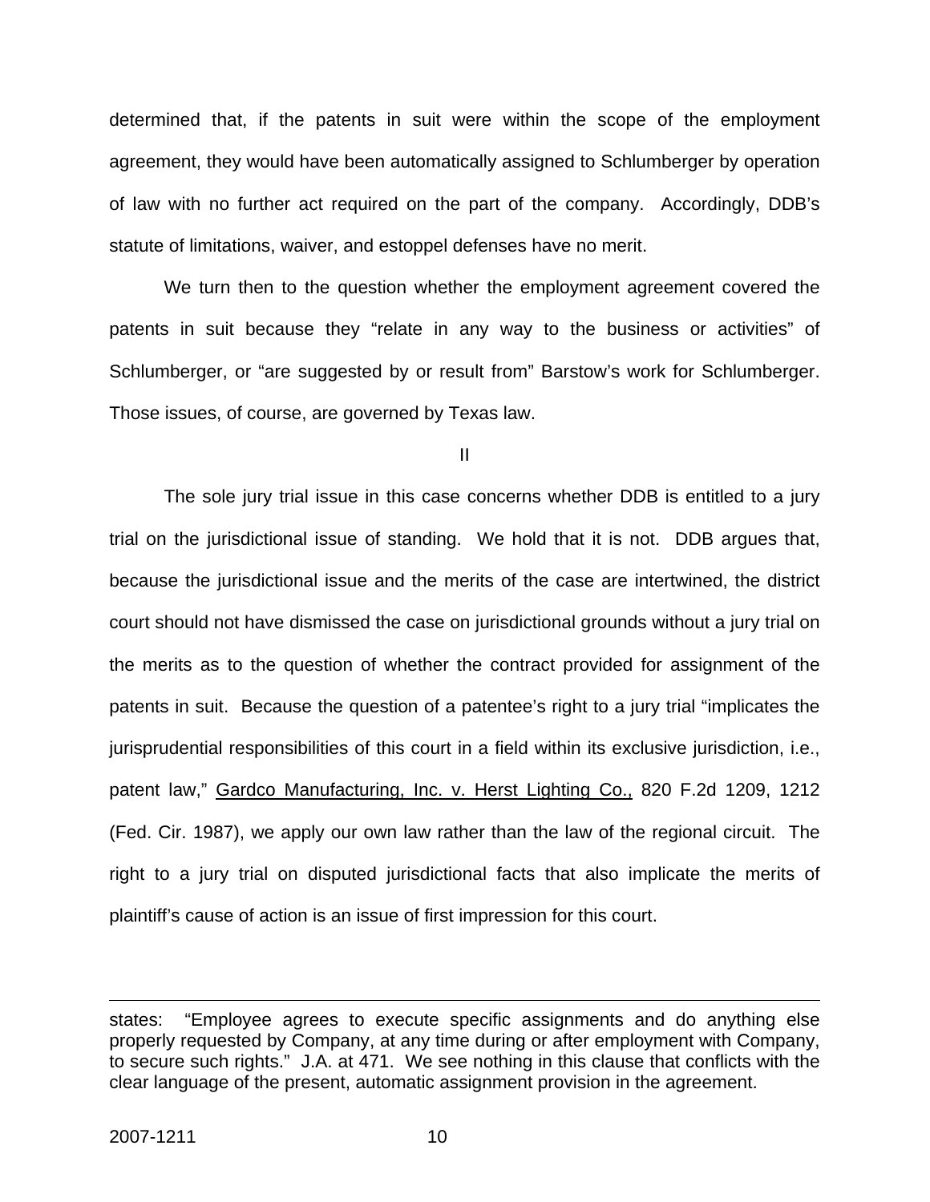determined that, if the patents in suit were within the scope of the employment agreement, they would have been automatically assigned to Schlumberger by operation of law with no further act required on the part of the company. Accordingly, DDB's statute of limitations, waiver, and estoppel defenses have no merit.

We turn then to the question whether the employment agreement covered the patents in suit because they "relate in any way to the business or activities" of Schlumberger, or "are suggested by or result from" Barstow's work for Schlumberger. Those issues, of course, are governed by Texas law.

## II

The sole jury trial issue in this case concerns whether DDB is entitled to a jury trial on the jurisdictional issue of standing. We hold that it is not. DDB argues that, because the jurisdictional issue and the merits of the case are intertwined, the district court should not have dismissed the case on jurisdictional grounds without a jury trial on the merits as to the question of whether the contract provided for assignment of the patents in suit. Because the question of a patentee's right to a jury trial "implicates the jurisprudential responsibilities of this court in a field within its exclusive jurisdiction, i.e., patent law," Gardco Manufacturing, Inc. v. Herst Lighting Co., 820 F.2d 1209, 1212 (Fed. Cir. 1987), we apply our own law rather than the law of the regional circuit. The right to a jury trial on disputed jurisdictional facts that also implicate the merits of plaintiff's cause of action is an issue of first impression for this court.

---

states: "Employee agrees to execute specific assignments and do anything else properly requested by Company, at any time during or after employment with Company, to secure such rights." J.A. at 471. We see nothing in this clause that conflicts with the clear language of the present, automatic assignment provision in the agreement.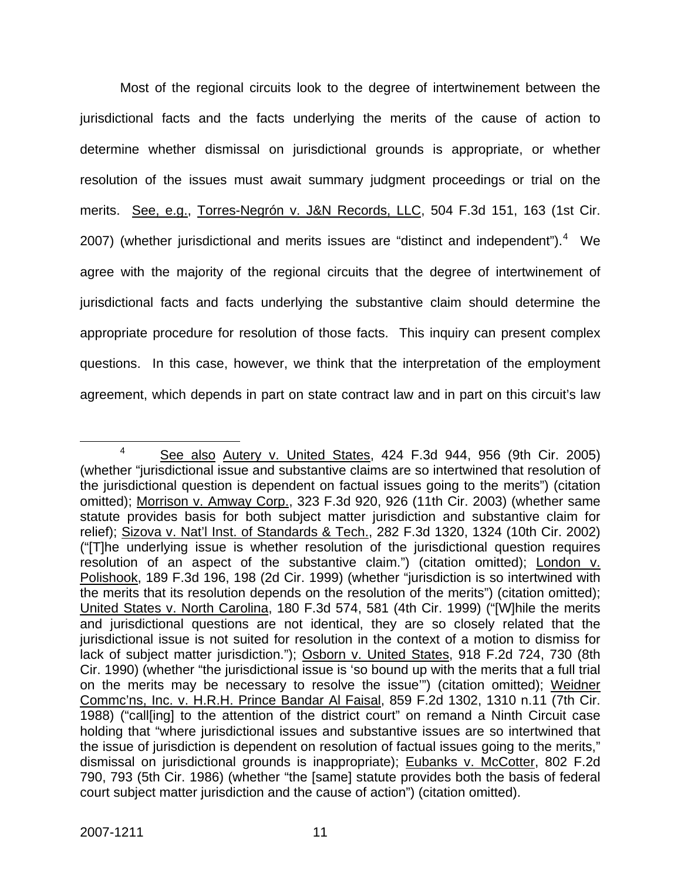Most of the regional circuits look to the degree of intertwinement between the jurisdictional facts and the facts underlying the merits of the cause of action to determine whether dismissal on jurisdictional grounds is appropriate, or whether resolution of the issues must await summary judgment proceedings or trial on the merits. See, e.g., Torres-Negrón v. J&N Records, LLC, 504 F.3d 151, 163 (1st Cir. 2007) (whether jurisdictional and merits issues are "distinct and independent").[4] We agree with the majority of the regional circuits that the degree of intertwinement of jurisdictional facts and facts underlying the substantive claim should determine the appropriate procedure for resolution of those facts. This inquiry can present complex questions. In this case, however, we think that the interpretation of the employment agreement, which depends in part on state contract law and in part on this circuit's law

---

[4] See also Autery v. United States, 424 F.3d 944, 956 (9th Cir. 2005) (whether "jurisdictional issue and substantive claims are so intertwined that resolution of the jurisdictional question is dependent on factual issues going to the merits") (citation omitted); Morrison v. Amway Corp., 323 F.3d 920, 926 (11th Cir. 2003) (whether same statute provides basis for both subject matter jurisdiction and substantive claim for relief); Sizova v. Nat'l Inst. of Standards & Tech., 282 F.3d 1320, 1324 (10th Cir. 2002) ("[T]he underlying issue is whether resolution of the jurisdictional question requires resolution of an aspect of the substantive claim.") (citation omitted); London v. Polishook, 189 F.3d 196, 198 (2d Cir. 1999) (whether "jurisdiction is so intertwined with the merits that its resolution depends on the resolution of the merits") (citation omitted); United States v. North Carolina, 180 F.3d 574, 581 (4th Cir. 1999) ("[W]hile the merits and jurisdictional questions are not identical, they are so closely related that the jurisdictional issue is not suited for resolution in the context of a motion to dismiss for lack of subject matter jurisdiction."); Osborn v. United States, 918 F.2d 724, 730 (8th Cir. 1990) (whether "the jurisdictional issue is 'so bound up with the merits that a full trial on the merits may be necessary to resolve the issue'") (citation omitted); Weidner Commc'ns, Inc. v. H.R.H. Prince Bandar Al Faisal, 859 F.2d 1302, 1310 n.11 (7th Cir. 1988) ("call[ing] to the attention of the district court" on remand a Ninth Circuit case holding that "where jurisdictional issues and substantive issues are so intertwined that the issue of jurisdiction is dependent on resolution of factual issues going to the merits," dismissal on jurisdictional grounds is inappropriate); Eubanks v. McCotter, 802 F.2d 790, 793 (5th Cir. 1986) (whether "the [same] statute provides both the basis of federal court subject matter jurisdiction and the cause of action") (citation omitted).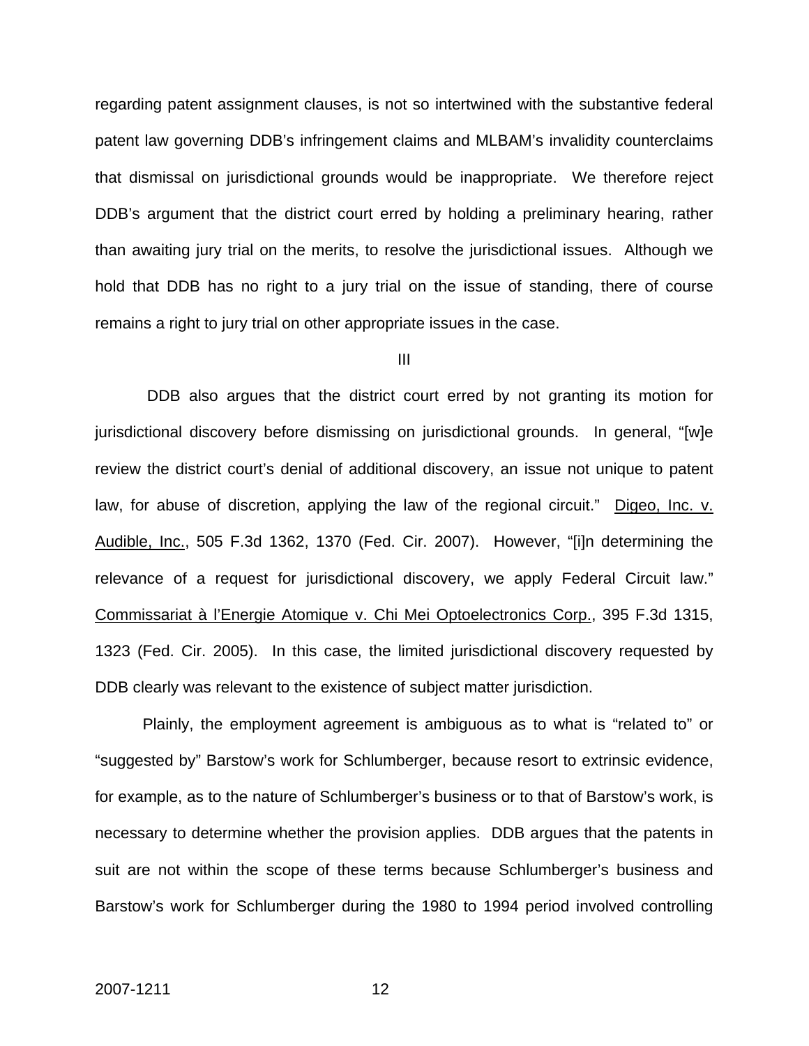regarding patent assignment clauses, is not so intertwined with the substantive federal patent law governing DDB's infringement claims and MLBAM's invalidity counterclaims that dismissal on jurisdictional grounds would be inappropriate. We therefore reject DDB's argument that the district court erred by holding a preliminary hearing, rather than awaiting jury trial on the merits, to resolve the jurisdictional issues. Although we hold that DDB has no right to a jury trial on the issue of standing, there of course remains a right to jury trial on other appropriate issues in the case.

III

DDB also argues that the district court erred by not granting its motion for jurisdictional discovery before dismissing on jurisdictional grounds. In general, "[w]e review the district court's denial of additional discovery, an issue not unique to patent law, for abuse of discretion, applying the law of the regional circuit." Digeo, Inc. v. Audible, Inc., 505 F.3d 1362, 1370 (Fed. Cir. 2007). However, "[i]n determining the relevance of a request for jurisdictional discovery, we apply Federal Circuit law." Commissariat à l'Energie Atomique v. Chi Mei Optoelectronics Corp., 395 F.3d 1315, 1323 (Fed. Cir. 2005). In this case, the limited jurisdictional discovery requested by DDB clearly was relevant to the existence of subject matter jurisdiction.

Plainly, the employment agreement is ambiguous as to what is "related to" or "suggested by" Barstow's work for Schlumberger, because resort to extrinsic evidence, for example, as to the nature of Schlumberger's business or to that of Barstow's work, is necessary to determine whether the provision applies. DDB argues that the patents in suit are not within the scope of these terms because Schlumberger's business and Barstow's work for Schlumberger during the 1980 to 1994 period involved controlling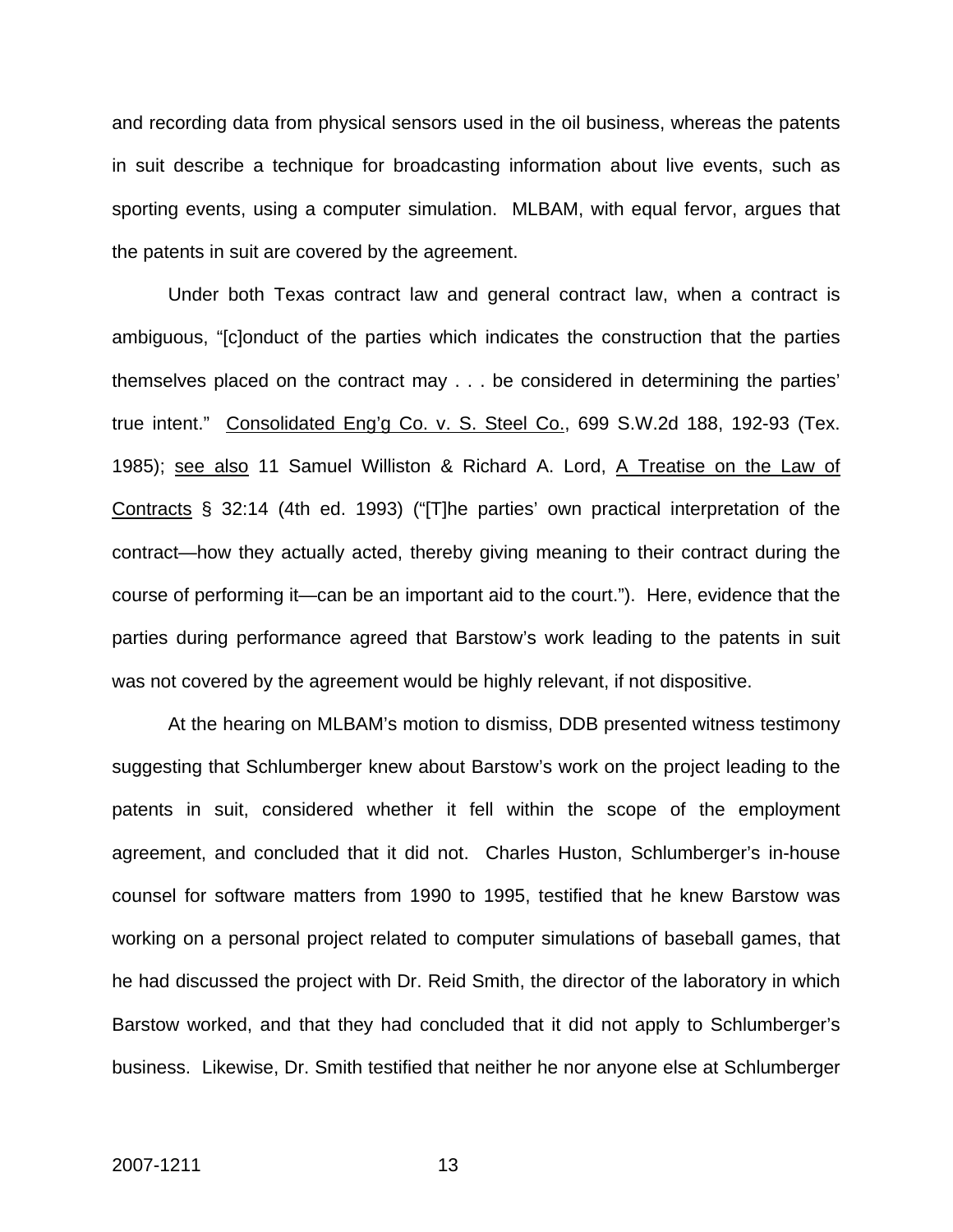and recording data from physical sensors used in the oil business, whereas the patents in suit describe a technique for broadcasting information about live events, such as sporting events, using a computer simulation. MLBAM, with equal fervor, argues that the patents in suit are covered by the agreement.

Under both Texas contract law and general contract law, when a contract is ambiguous, "[c]onduct of the parties which indicates the construction that the parties themselves placed on the contract may . . . be considered in determining the parties' true intent." Consolidated Eng'g Co. v. S. Steel Co., 699 S.W.2d 188, 192-93 (Tex. 1985); see also 11 Samuel Williston & Richard A. Lord, A Treatise on the Law of Contracts § 32:14 (4th ed. 1993) ("[T]he parties' own practical interpretation of the contract—how they actually acted, thereby giving meaning to their contract during the course of performing it—can be an important aid to the court."). Here, evidence that the parties during performance agreed that Barstow's work leading to the patents in suit was not covered by the agreement would be highly relevant, if not dispositive.

At the hearing on MLBAM's motion to dismiss, DDB presented witness testimony suggesting that Schlumberger knew about Barstow's work on the project leading to the patents in suit, considered whether it fell within the scope of the employment agreement, and concluded that it did not. Charles Huston, Schlumberger's in-house counsel for software matters from 1990 to 1995, testified that he knew Barstow was working on a personal project related to computer simulations of baseball games, that he had discussed the project with Dr. Reid Smith, the director of the laboratory in which Barstow worked, and that they had concluded that it did not apply to Schlumberger's business. Likewise, Dr. Smith testified that neither he nor anyone else at Schlumberger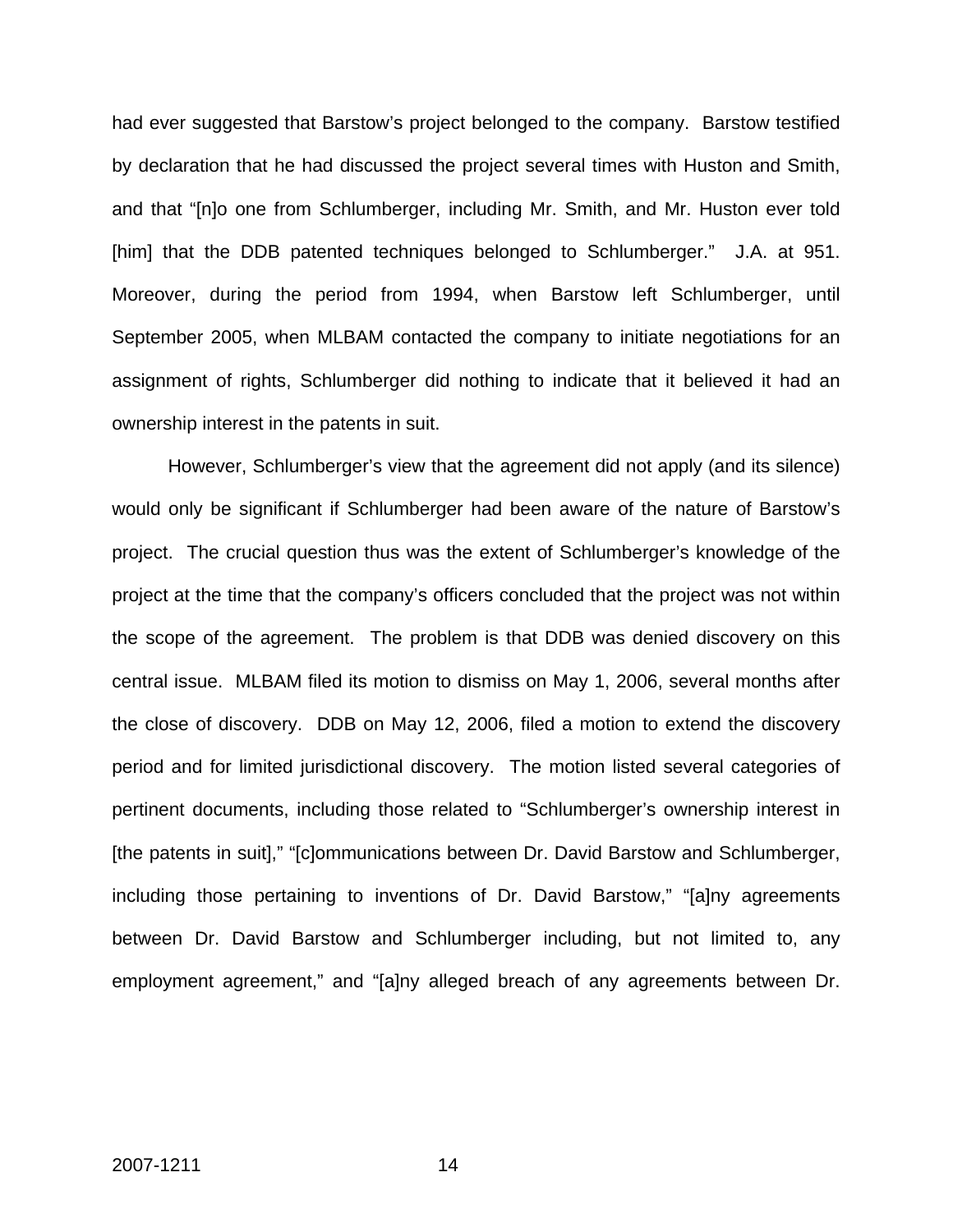had ever suggested that Barstow's project belonged to the company. Barstow testified by declaration that he had discussed the project several times with Huston and Smith, and that "[n]o one from Schlumberger, including Mr. Smith, and Mr. Huston ever told [him] that the DDB patented techniques belonged to Schlumberger." J.A. at 951. Moreover, during the period from 1994, when Barstow left Schlumberger, until September 2005, when MLBAM contacted the company to initiate negotiations for an assignment of rights, Schlumberger did nothing to indicate that it believed it had an ownership interest in the patents in suit.

However, Schlumberger's view that the agreement did not apply (and its silence) would only be significant if Schlumberger had been aware of the nature of Barstow's project. The crucial question thus was the extent of Schlumberger's knowledge of the project at the time that the company's officers concluded that the project was not within the scope of the agreement. The problem is that DDB was denied discovery on this central issue. MLBAM filed its motion to dismiss on May 1, 2006, several months after the close of discovery. DDB on May 12, 2006, filed a motion to extend the discovery period and for limited jurisdictional discovery. The motion listed several categories of pertinent documents, including those related to "Schlumberger's ownership interest in [the patents in suit]," "[c]ommunications between Dr. David Barstow and Schlumberger, including those pertaining to inventions of Dr. David Barstow," "[a]ny agreements between Dr. David Barstow and Schlumberger including, but not limited to, any employment agreement," and "[a]ny alleged breach of any agreements between Dr.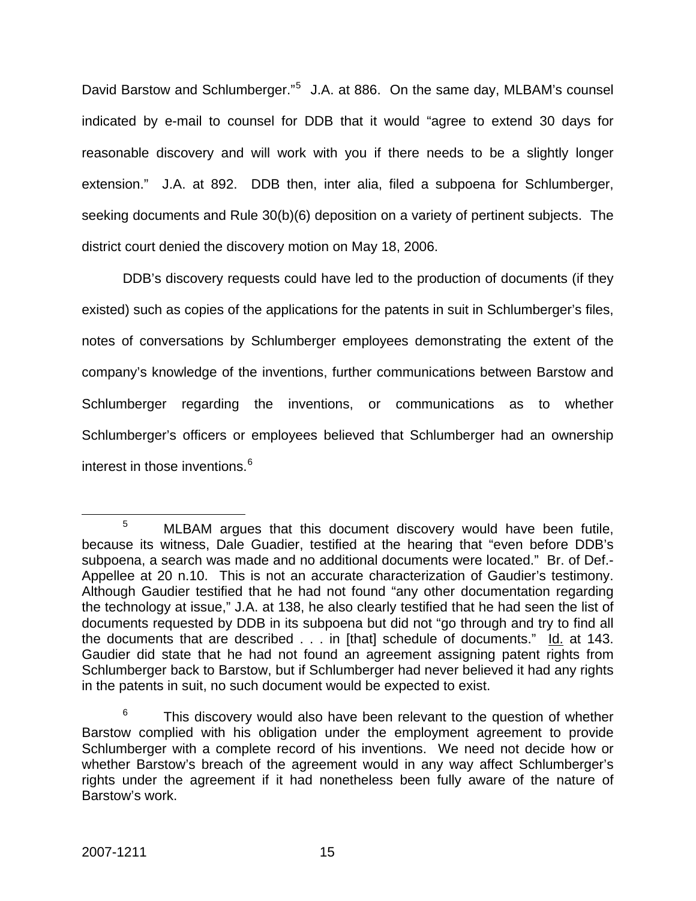David Barstow and Schlumberger."[5] J.A. at 886. On the same day, MLBAM's counsel indicated by e-mail to counsel for DDB that it would "agree to extend 30 days for reasonable discovery and will work with you if there needs to be a slightly longer extension." J.A. at 892. DDB then, inter alia, filed a subpoena for Schlumberger, seeking documents and Rule 30(b)(6) deposition on a variety of pertinent subjects. The district court denied the discovery motion on May 18, 2006.

DDB's discovery requests could have led to the production of documents (if they existed) such as copies of the applications for the patents in suit in Schlumberger's files, notes of conversations by Schlumberger employees demonstrating the extent of the company's knowledge of the inventions, further communications between Barstow and Schlumberger regarding the inventions, or communications as to whether Schlumberger's officers or employees believed that Schlumberger had an ownership interest in those inventions.[6]

---

[5] MLBAM argues that this document discovery would have been futile, because its witness, Dale Guadier, testified at the hearing that "even before DDB's subpoena, a search was made and no additional documents were located." Br. of Def.-Appellee at 20 n.10. This is not an accurate characterization of Gaudier's testimony. Although Gaudier testified that he had not found "any other documentation regarding the technology at issue," J.A. at 138, he also clearly testified that he had seen the list of documents requested by DDB in its subpoena but did not "go through and try to find all the documents that are described . . . in [that] schedule of documents." Id. at 143. Gaudier did state that he had not found an agreement assigning patent rights from Schlumberger back to Barstow, but if Schlumberger had never believed it had any rights in the patents in suit, no such document would be expected to exist.

[6] This discovery would also have been relevant to the question of whether Barstow complied with his obligation under the employment agreement to provide Schlumberger with a complete record of his inventions. We need not decide how or whether Barstow's breach of the agreement would in any way affect Schlumberger's rights under the agreement if it had nonetheless been fully aware of the nature of Barstow's work.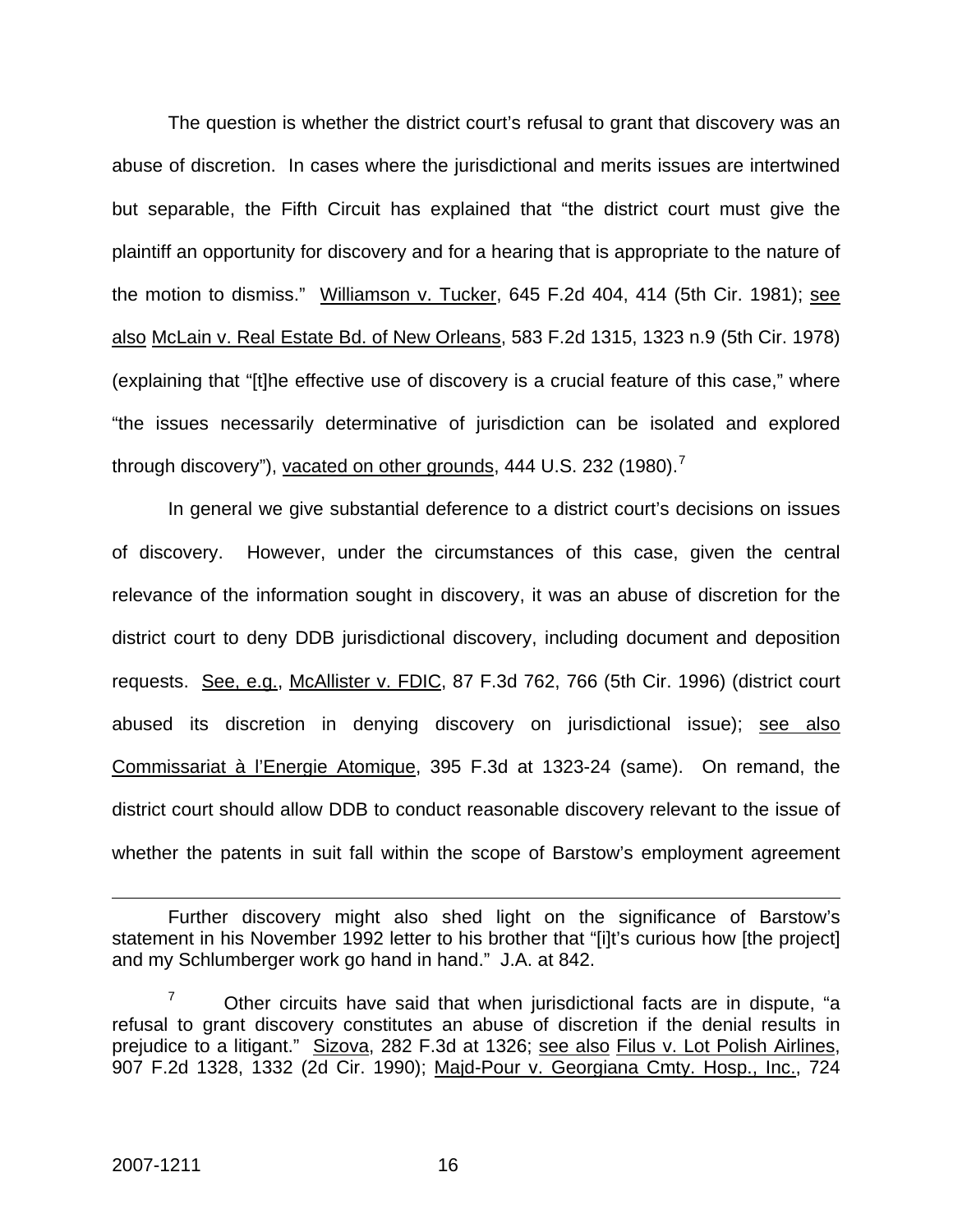The question is whether the district court's refusal to grant that discovery was an abuse of discretion. In cases where the jurisdictional and merits issues are intertwined but separable, the Fifth Circuit has explained that "the district court must give the plaintiff an opportunity for discovery and for a hearing that is appropriate to the nature of the motion to dismiss." Williamson v. Tucker, 645 F.2d 404, 414 (5th Cir. 1981); see also McLain v. Real Estate Bd. of New Orleans, 583 F.2d 1315, 1323 n.9 (5th Cir. 1978) (explaining that "[t]he effective use of discovery is a crucial feature of this case," where "the issues necessarily determinative of jurisdiction can be isolated and explored through discovery"), vacated on other grounds, 444 U.S. 232 (1980).[7]

In general we give substantial deference to a district court's decisions on issues of discovery. However, under the circumstances of this case, given the central relevance of the information sought in discovery, it was an abuse of discretion for the district court to deny DDB jurisdictional discovery, including document and deposition requests. See, e.g., McAllister v. FDIC, 87 F.3d 762, 766 (5th Cir. 1996) (district court abused its discretion in denying discovery on jurisdictional issue); see also Commissariat à l'Energie Atomique, 395 F.3d at 1323-24 (same). On remand, the district court should allow DDB to conduct reasonable discovery relevant to the issue of whether the patents in suit fall within the scope of Barstow's employment agreement

---

Further discovery might also shed light on the significance of Barstow's statement in his November 1992 letter to his brother that "[i]t's curious how [the project] and my Schlumberger work go hand in hand." J.A. at 842.

[7] Other circuits have said that when jurisdictional facts are in dispute, "a refusal to grant discovery constitutes an abuse of discretion if the denial results in prejudice to a litigant." Sizova, 282 F.3d at 1326; see also Filus v. Lot Polish Airlines, 907 F.2d 1328, 1332 (2d Cir. 1990); Majd-Pour v. Georgiana Cmty. Hosp., Inc., 724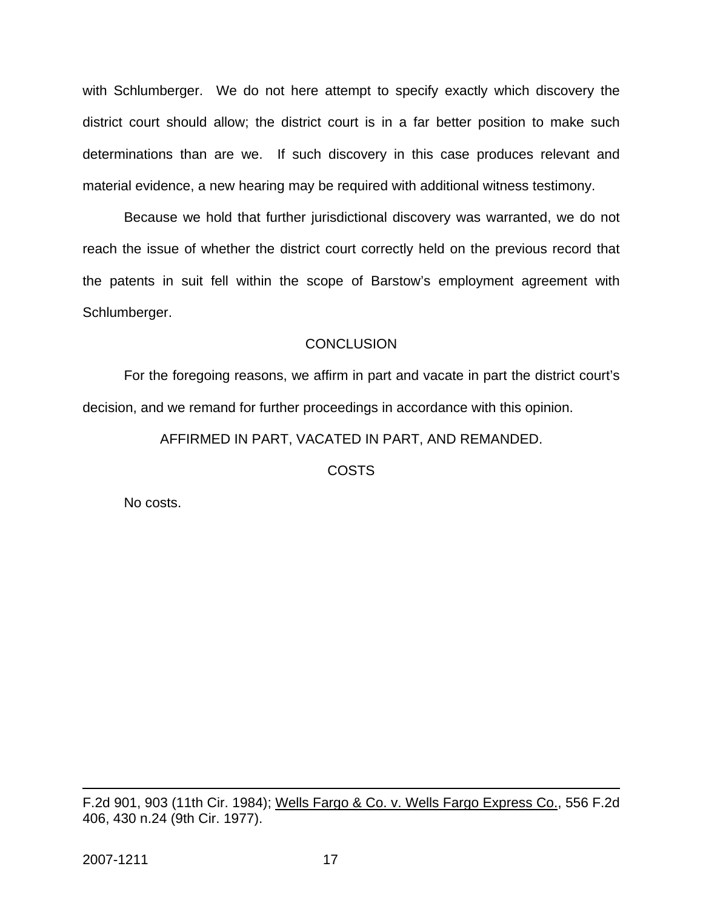with Schlumberger. We do not here attempt to specify exactly which discovery the district court should allow; the district court is in a far better position to make such determinations than are we. If such discovery in this case produces relevant and material evidence, a new hearing may be required with additional witness testimony.

Because we hold that further jurisdictional discovery was warranted, we do not reach the issue of whether the district court correctly held on the previous record that the patents in suit fell within the scope of Barstow's employment agreement with Schlumberger.

CONCLUSION

For the foregoing reasons, we affirm in part and vacate in part the district court's decision, and we remand for further proceedings in accordance with this opinion.

AFFIRMED IN PART, VACATED IN PART, AND REMANDED.

COSTS

No costs.

---

F.2d 901, 903 (11th Cir. 1984); Wells Fargo & Co. v. Wells Fargo Express Co., 556 F.2d 406, 430 n.24 (9th Cir. 1977).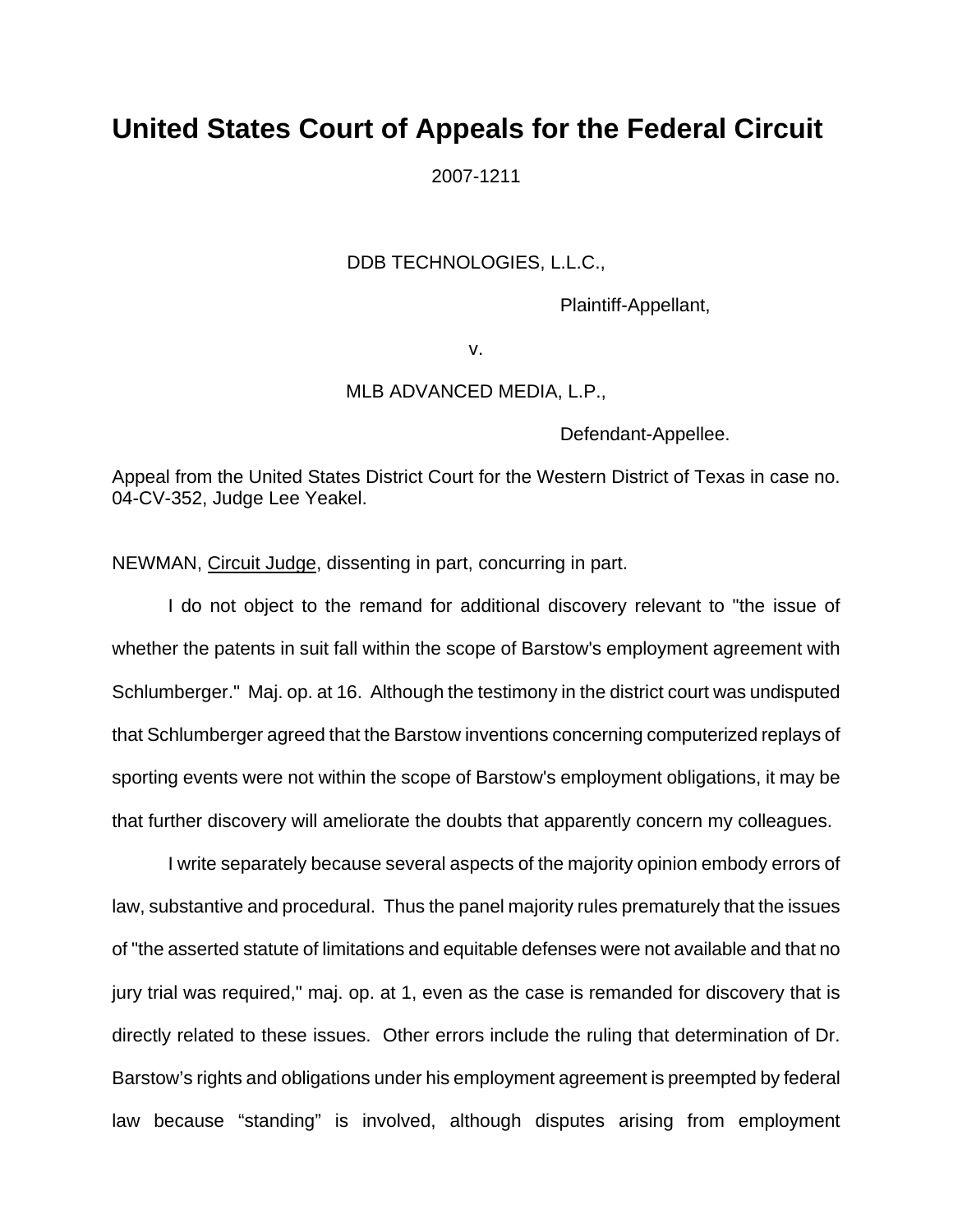# United States Court of Appeals for the Federal Circuit

2007-1211

DDB TECHNOLOGIES, L.L.C.,

Plaintiff-Appellant,

v.

MLB ADVANCED MEDIA, L.P.,

Defendant-Appellee.

Appeal from the United States District Court for the Western District of Texas in case no. 04-CV-352, Judge Lee Yeakel.

NEWMAN, Circuit Judge, dissenting in part, concurring in part.

I do not object to the remand for additional discovery relevant to "the issue of whether the patents in suit fall within the scope of Barstow's employment agreement with Schlumberger." Maj. op. at 16. Although the testimony in the district court was undisputed that Schlumberger agreed that the Barstow inventions concerning computerized replays of sporting events were not within the scope of Barstow's employment obligations, it may be that further discovery will ameliorate the doubts that apparently concern my colleagues.

I write separately because several aspects of the majority opinion embody errors of law, substantive and procedural. Thus the panel majority rules prematurely that the issues of "the asserted statute of limitations and equitable defenses were not available and that no jury trial was required," maj. op. at 1, even as the case is remanded for discovery that is directly related to these issues. Other errors include the ruling that determination of Dr. Barstow's rights and obligations under his employment agreement is preempted by federal law because "standing" is involved, although disputes arising from employment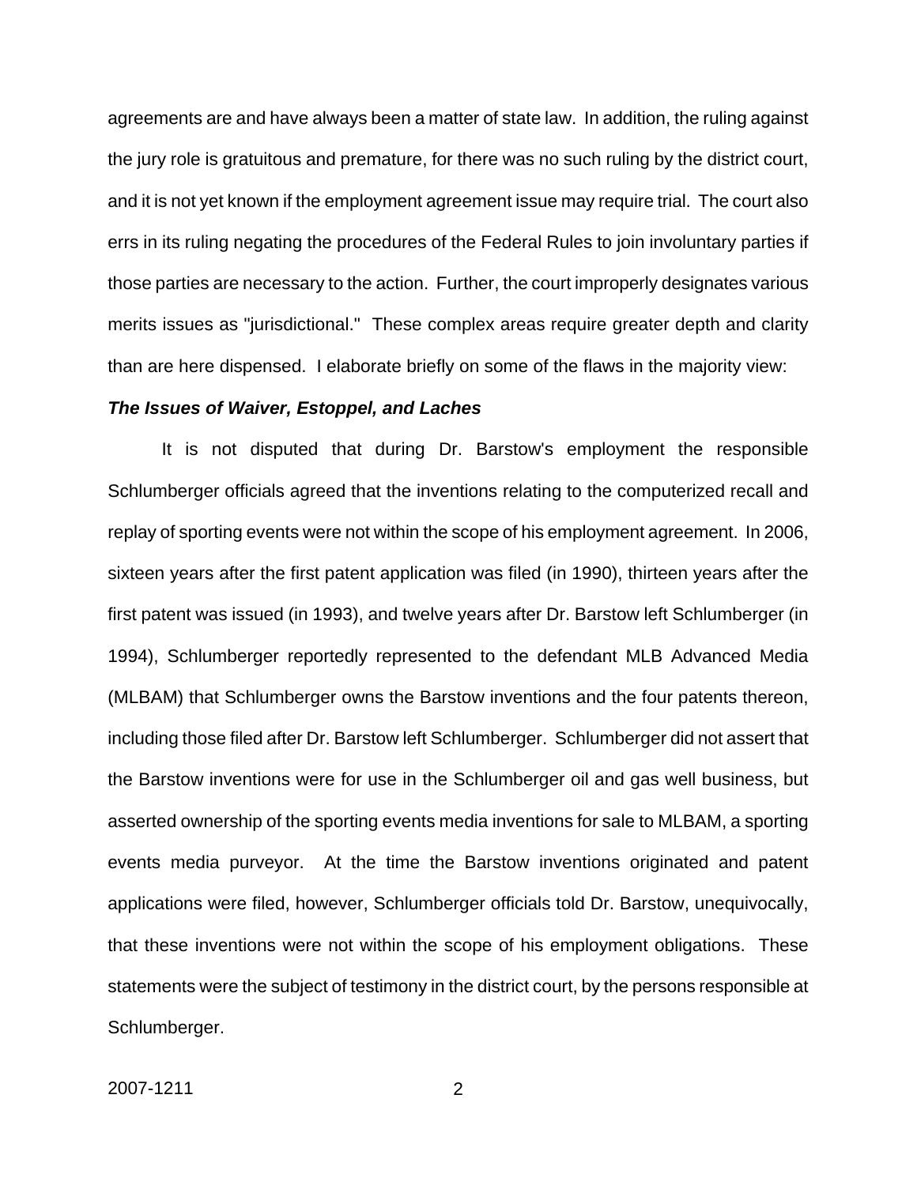agreements are and have always been a matter of state law. In addition, the ruling against the jury role is gratuitous and premature, for there was no such ruling by the district court, and it is not yet known if the employment agreement issue may require trial. The court also errs in its ruling negating the procedures of the Federal Rules to join involuntary parties if those parties are necessary to the action. Further, the court improperly designates various merits issues as "jurisdictional." These complex areas require greater depth and clarity than are here dispensed. I elaborate briefly on some of the flaws in the majority view:

***The Issues of Waiver, Estoppel, and Laches***

It is not disputed that during Dr. Barstow's employment the responsible Schlumberger officials agreed that the inventions relating to the computerized recall and replay of sporting events were not within the scope of his employment agreement. In 2006, sixteen years after the first patent application was filed (in 1990), thirteen years after the first patent was issued (in 1993), and twelve years after Dr. Barstow left Schlumberger (in 1994), Schlumberger reportedly represented to the defendant MLB Advanced Media (MLBAM) that Schlumberger owns the Barstow inventions and the four patents thereon, including those filed after Dr. Barstow left Schlumberger. Schlumberger did not assert that the Barstow inventions were for use in the Schlumberger oil and gas well business, but asserted ownership of the sporting events media inventions for sale to MLBAM, a sporting events media purveyor. At the time the Barstow inventions originated and patent applications were filed, however, Schlumberger officials told Dr. Barstow, unequivocally, that these inventions were not within the scope of his employment obligations. These statements were the subject of testimony in the district court, by the persons responsible at Schlumberger.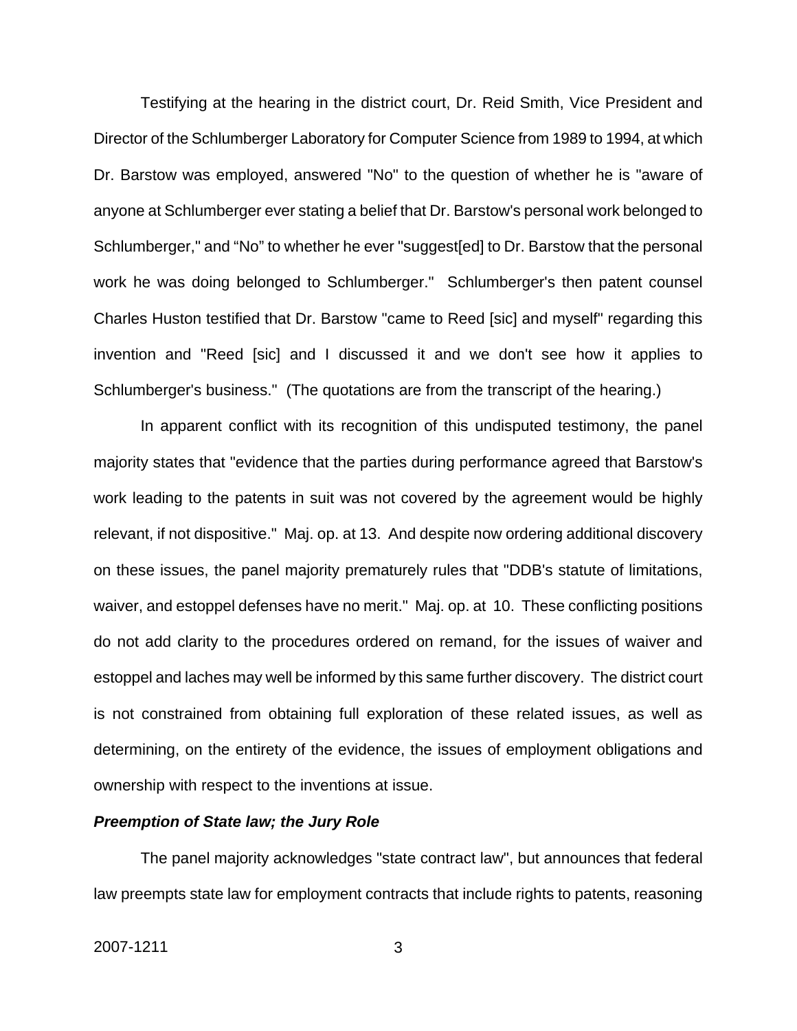Testifying at the hearing in the district court, Dr. Reid Smith, Vice President and Director of the Schlumberger Laboratory for Computer Science from 1989 to 1994, at which Dr. Barstow was employed, answered "No" to the question of whether he is "aware of anyone at Schlumberger ever stating a belief that Dr. Barstow's personal work belonged to Schlumberger," and "No" to whether he ever "suggest[ed] to Dr. Barstow that the personal work he was doing belonged to Schlumberger." Schlumberger's then patent counsel Charles Huston testified that Dr. Barstow "came to Reed [sic] and myself" regarding this invention and "Reed [sic] and I discussed it and we don't see how it applies to Schlumberger's business." (The quotations are from the transcript of the hearing.)

In apparent conflict with its recognition of this undisputed testimony, the panel majority states that "evidence that the parties during performance agreed that Barstow's work leading to the patents in suit was not covered by the agreement would be highly relevant, if not dispositive." Maj. op. at 13. And despite now ordering additional discovery on these issues, the panel majority prematurely rules that "DDB's statute of limitations, waiver, and estoppel defenses have no merit." Maj. op. at 10. These conflicting positions do not add clarity to the procedures ordered on remand, for the issues of waiver and estoppel and laches may well be informed by this same further discovery. The district court is not constrained from obtaining full exploration of these related issues, as well as determining, on the entirety of the evidence, the issues of employment obligations and ownership with respect to the inventions at issue.

***Preemption of State law; the Jury Role***

The panel majority acknowledges "state contract law", but announces that federal law preempts state law for employment contracts that include rights to patents, reasoning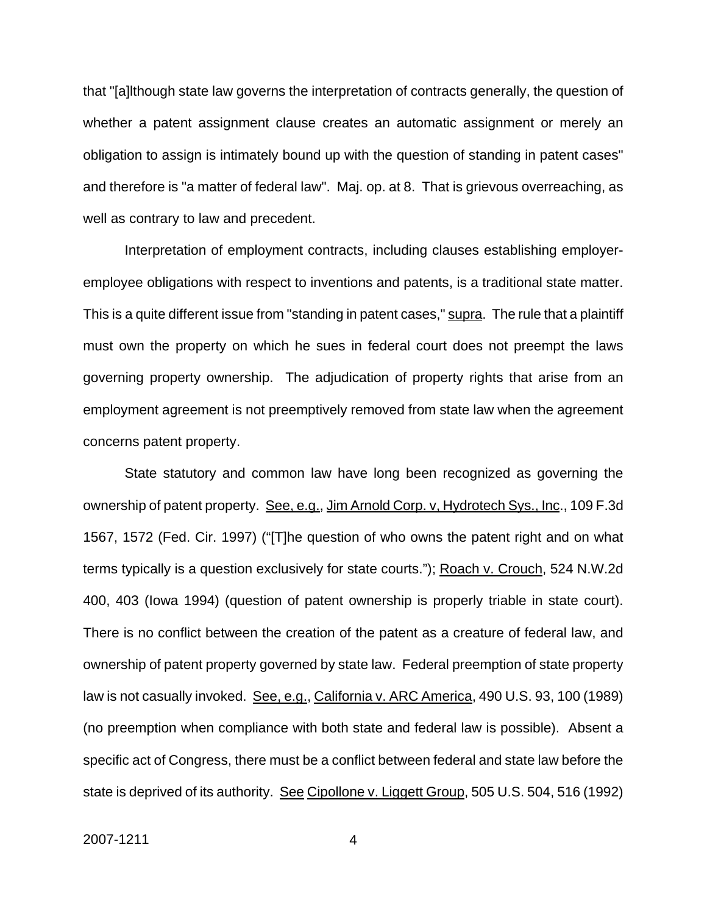that "[a]lthough state law governs the interpretation of contracts generally, the question of whether a patent assignment clause creates an automatic assignment or merely an obligation to assign is intimately bound up with the question of standing in patent cases" and therefore is "a matter of federal law". Maj. op. at 8. That is grievous overreaching, as well as contrary to law and precedent.

Interpretation of employment contracts, including clauses establishing employer-employee obligations with respect to inventions and patents, is a traditional state matter. This is a quite different issue from "standing in patent cases," supra. The rule that a plaintiff must own the property on which he sues in federal court does not preempt the laws governing property ownership. The adjudication of property rights that arise from an employment agreement is not preemptively removed from state law when the agreement concerns patent property.

State statutory and common law have long been recognized as governing the ownership of patent property. See, e.g., Jim Arnold Corp. v, Hydrotech Sys., Inc., 109 F.3d 1567, 1572 (Fed. Cir. 1997) ("[T]he question of who owns the patent right and on what terms typically is a question exclusively for state courts."); Roach v. Crouch, 524 N.W.2d 400, 403 (Iowa 1994) (question of patent ownership is properly triable in state court). There is no conflict between the creation of the patent as a creature of federal law, and ownership of patent property governed by state law. Federal preemption of state property law is not casually invoked. See, e.g., California v. ARC America, 490 U.S. 93, 100 (1989) (no preemption when compliance with both state and federal law is possible). Absent a specific act of Congress, there must be a conflict between federal and state law before the state is deprived of its authority. See Cipollone v. Liggett Group, 505 U.S. 504, 516 (1992)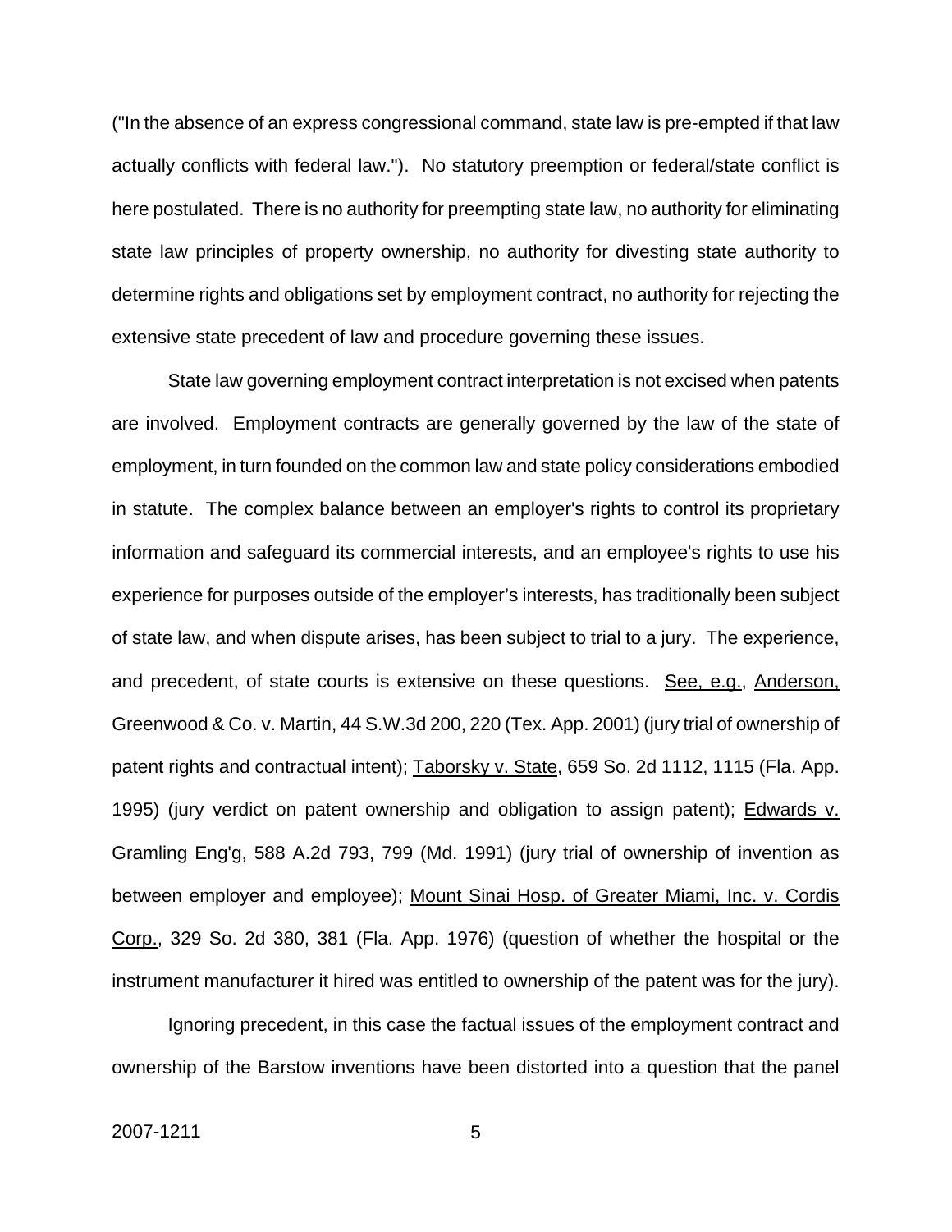("In the absence of an express congressional command, state law is pre-empted if that law actually conflicts with federal law."). No statutory preemption or federal/state conflict is here postulated. There is no authority for preempting state law, no authority for eliminating state law principles of property ownership, no authority for divesting state authority to determine rights and obligations set by employment contract, no authority for rejecting the extensive state precedent of law and procedure governing these issues.

State law governing employment contract interpretation is not excised when patents are involved. Employment contracts are generally governed by the law of the state of employment, in turn founded on the common law and state policy considerations embodied in statute. The complex balance between an employer's rights to control its proprietary information and safeguard its commercial interests, and an employee's rights to use his experience for purposes outside of the employer's interests, has traditionally been subject of state law, and when dispute arises, has been subject to trial to a jury. The experience, and precedent, of state courts is extensive on these questions. See, e.g., Anderson, Greenwood & Co. v. Martin, 44 S.W.3d 200, 220 (Tex. App. 2001) (jury trial of ownership of patent rights and contractual intent); Taborsky v. State, 659 So. 2d 1112, 1115 (Fla. App. 1995) (jury verdict on patent ownership and obligation to assign patent); Edwards v. Gramling Eng'g, 588 A.2d 793, 799 (Md. 1991) (jury trial of ownership of invention as between employer and employee); Mount Sinai Hosp. of Greater Miami, Inc. v. Cordis Corp., 329 So. 2d 380, 381 (Fla. App. 1976) (question of whether the hospital or the instrument manufacturer it hired was entitled to ownership of the patent was for the jury).

Ignoring precedent, in this case the factual issues of the employment contract and ownership of the Barstow inventions have been distorted into a question that the panel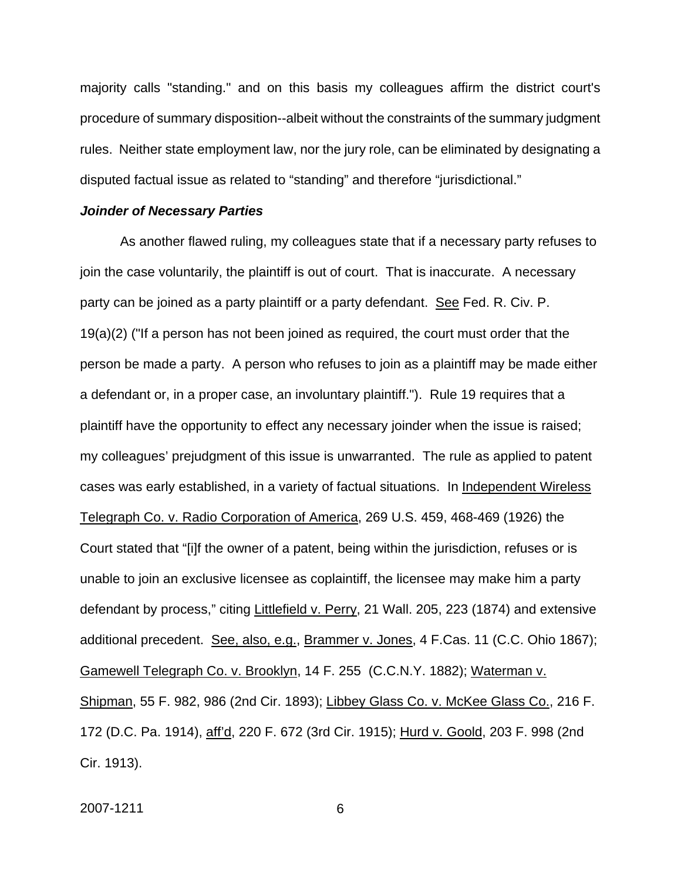majority calls "standing." and on this basis my colleagues affirm the district court's procedure of summary disposition--albeit without the constraints of the summary judgment rules. Neither state employment law, nor the jury role, can be eliminated by designating a disputed factual issue as related to "standing" and therefore "jurisdictional."

***Joinder of Necessary Parties***

As another flawed ruling, my colleagues state that if a necessary party refuses to join the case voluntarily, the plaintiff is out of court. That is inaccurate. A necessary party can be joined as a party plaintiff or a party defendant. See Fed. R. Civ. P. 19(a)(2) ("If a person has not been joined as required, the court must order that the person be made a party. A person who refuses to join as a plaintiff may be made either a defendant or, in a proper case, an involuntary plaintiff."). Rule 19 requires that a plaintiff have the opportunity to effect any necessary joinder when the issue is raised; my colleagues' prejudgment of this issue is unwarranted. The rule as applied to patent cases was early established, in a variety of factual situations. In Independent Wireless Telegraph Co. v. Radio Corporation of America, 269 U.S. 459, 468-469 (1926) the Court stated that "[i]f the owner of a patent, being within the jurisdiction, refuses or is unable to join an exclusive licensee as coplaintiff, the licensee may make him a party defendant by process," citing Littlefield v. Perry, 21 Wall. 205, 223 (1874) and extensive additional precedent. See, also, e.g., Brammer v. Jones, 4 F.Cas. 11 (C.C. Ohio 1867); Gamewell Telegraph Co. v. Brooklyn, 14 F. 255 (C.C.N.Y. 1882); Waterman v. Shipman, 55 F. 982, 986 (2nd Cir. 1893); Libbey Glass Co. v. McKee Glass Co., 216 F. 172 (D.C. Pa. 1914), aff'd, 220 F. 672 (3rd Cir. 1915); Hurd v. Goold, 203 F. 998 (2nd Cir. 1913).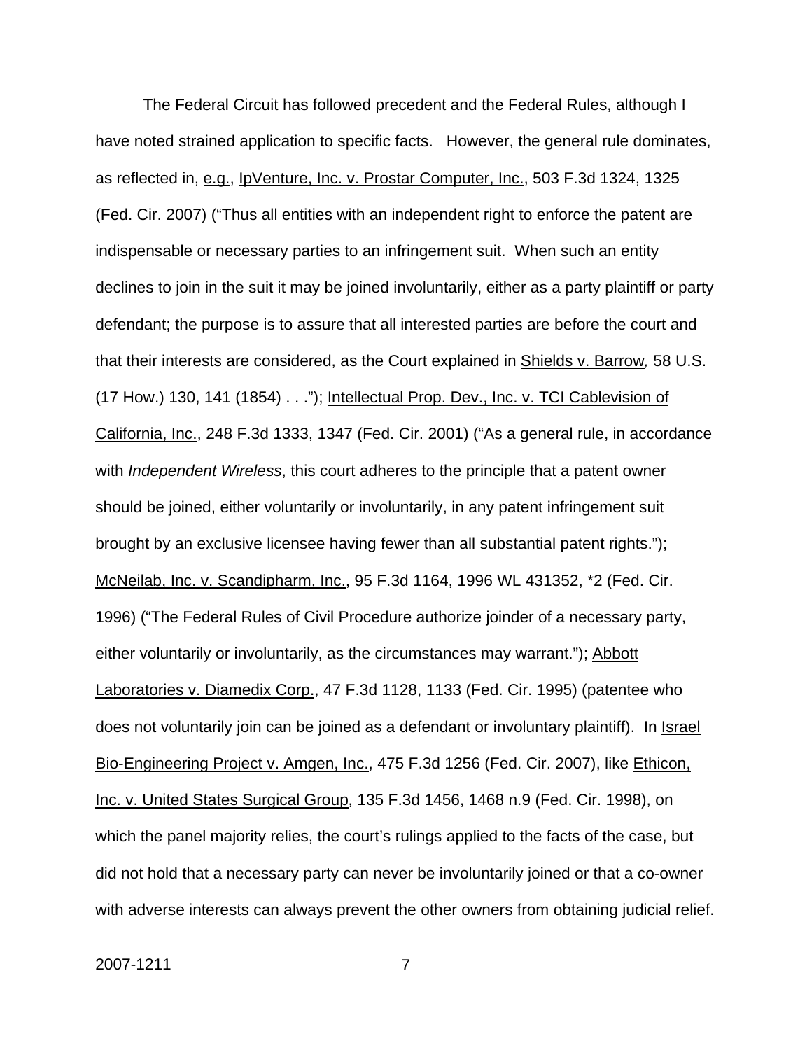The Federal Circuit has followed precedent and the Federal Rules, although I have noted strained application to specific facts. However, the general rule dominates, as reflected in, e.g., IpVenture, Inc. v. Prostar Computer, Inc., 503 F.3d 1324, 1325 (Fed. Cir. 2007) ("Thus all entities with an independent right to enforce the patent are indispensable or necessary parties to an infringement suit. When such an entity declines to join in the suit it may be joined involuntarily, either as a party plaintiff or party defendant; the purpose is to assure that all interested parties are before the court and that their interests are considered, as the Court explained in Shields v. Barrow*,* 58 U.S. (17 How.) 130, 141 (1854) . . ."); Intellectual Prop. Dev., Inc. v. TCI Cablevision of California, Inc., 248 F.3d 1333, 1347 (Fed. Cir. 2001) ("As a general rule, in accordance with *Independent Wireless*, this court adheres to the principle that a patent owner should be joined, either voluntarily or involuntarily, in any patent infringement suit brought by an exclusive licensee having fewer than all substantial patent rights."); McNeilab, Inc. v. Scandipharm, Inc., 95 F.3d 1164, 1996 WL 431352, *2 (Fed. Cir. 1996) ("The Federal Rules of Civil Procedure authorize joinder of a necessary party, either voluntarily or involuntarily, as the circumstances may warrant."); Abbott Laboratories v. Diamedix Corp., 47 F.3d 1128, 1133 (Fed. Cir. 1995) (patentee who does not voluntarily join can be joined as a defendant or involuntary plaintiff). In Israel Bio-Engineering Project v. Amgen, Inc., 475 F.3d 1256 (Fed. Cir. 2007), like Ethicon, Inc. v. United States Surgical Group, 135 F.3d 1456, 1468 n.9 (Fed. Cir. 1998), on which the panel majority relies, the court's rulings applied to the facts of the case, but did not hold that a necessary party can never be involuntarily joined or that a co-owner with adverse interests can always prevent the other owners from obtaining judicial relief.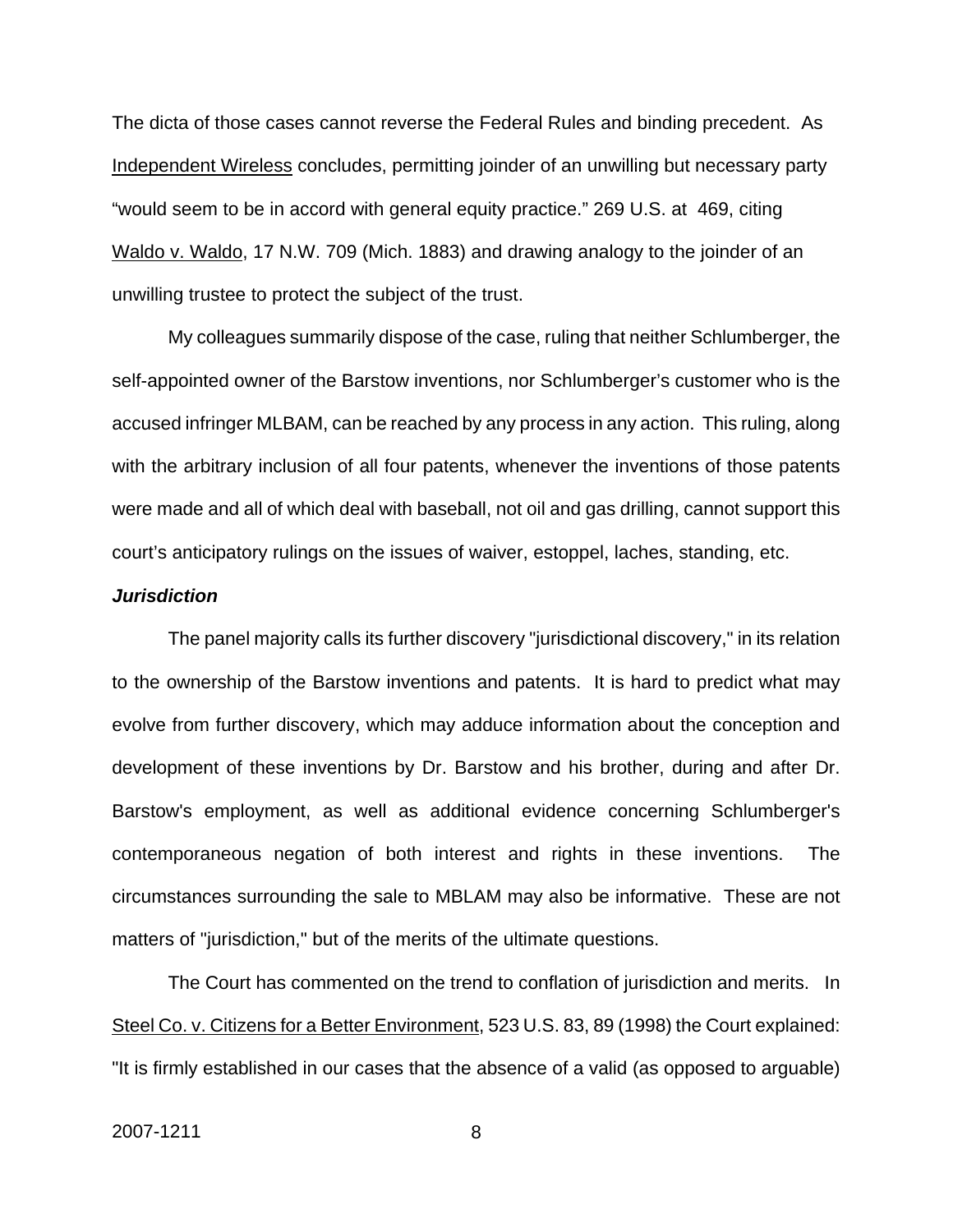The dicta of those cases cannot reverse the Federal Rules and binding precedent. As Independent Wireless concludes, permitting joinder of an unwilling but necessary party "would seem to be in accord with general equity practice." 269 U.S. at 469, citing Waldo v. Waldo, 17 N.W. 709 (Mich. 1883) and drawing analogy to the joinder of an unwilling trustee to protect the subject of the trust.

My colleagues summarily dispose of the case, ruling that neither Schlumberger, the self-appointed owner of the Barstow inventions, nor Schlumberger's customer who is the accused infringer MLBAM, can be reached by any process in any action. This ruling, along with the arbitrary inclusion of all four patents, whenever the inventions of those patents were made and all of which deal with baseball, not oil and gas drilling, cannot support this court's anticipatory rulings on the issues of waiver, estoppel, laches, standing, etc.

***Jurisdiction***

The panel majority calls its further discovery "jurisdictional discovery," in its relation to the ownership of the Barstow inventions and patents. It is hard to predict what may evolve from further discovery, which may adduce information about the conception and development of these inventions by Dr. Barstow and his brother, during and after Dr. Barstow's employment, as well as additional evidence concerning Schlumberger's contemporaneous negation of both interest and rights in these inventions. The circumstances surrounding the sale to MBLAM may also be informative. These are not matters of "jurisdiction," but of the merits of the ultimate questions.

The Court has commented on the trend to conflation of jurisdiction and merits. In Steel Co. v. Citizens for a Better Environment, 523 U.S. 83, 89 (1998) the Court explained: "It is firmly established in our cases that the absence of a valid (as opposed to arguable)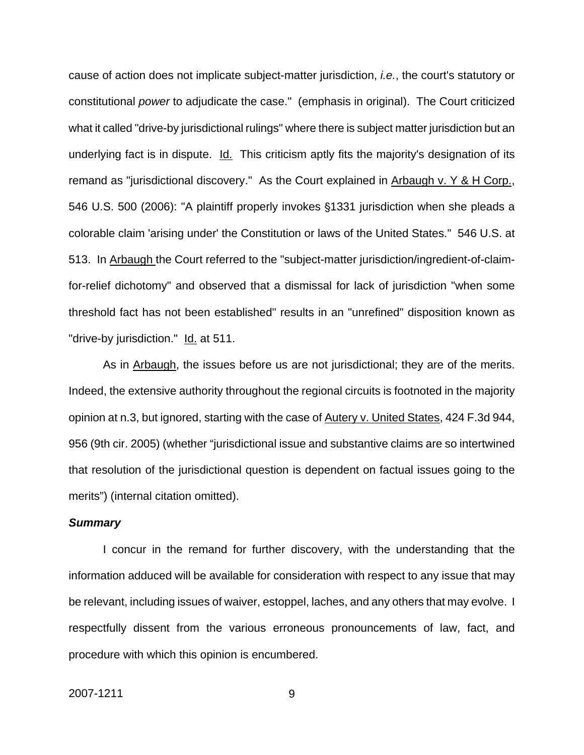cause of action does not implicate subject-matter jurisdiction, *i.e.*, the court's statutory or constitutional *power* to adjudicate the case." (emphasis in original). The Court criticized what it called "drive-by jurisdictional rulings" where there is subject matter jurisdiction but an underlying fact is in dispute. Id. This criticism aptly fits the majority's designation of its remand as "jurisdictional discovery." As the Court explained in Arbaugh v. Y & H Corp., 546 U.S. 500 (2006): "A plaintiff properly invokes §1331 jurisdiction when she pleads a colorable claim 'arising under' the Constitution or laws of the United States." 546 U.S. at 513. In Arbaugh the Court referred to the "subject-matter jurisdiction/ingredient-of-claim-for-relief dichotomy" and observed that a dismissal for lack of jurisdiction "when some threshold fact has not been established" results in an "unrefined" disposition known as "drive-by jurisdiction." Id. at 511.

As in Arbaugh, the issues before us are not jurisdictional; they are of the merits. Indeed, the extensive authority throughout the regional circuits is footnoted in the majority opinion at n.3, but ignored, starting with the case of Autery v. United States, 424 F.3d 944, 956 (9th cir. 2005) (whether "jurisdictional issue and substantive claims are so intertwined that resolution of the jurisdictional question is dependent on factual issues going to the merits") (internal citation omitted).

***Summary***

I concur in the remand for further discovery, with the understanding that the information adduced will be available for consideration with respect to any issue that may be relevant, including issues of waiver, estoppel, laches, and any others that may evolve. I respectfully dissent from the various erroneous pronouncements of law, fact, and procedure with which this opinion is encumbered.